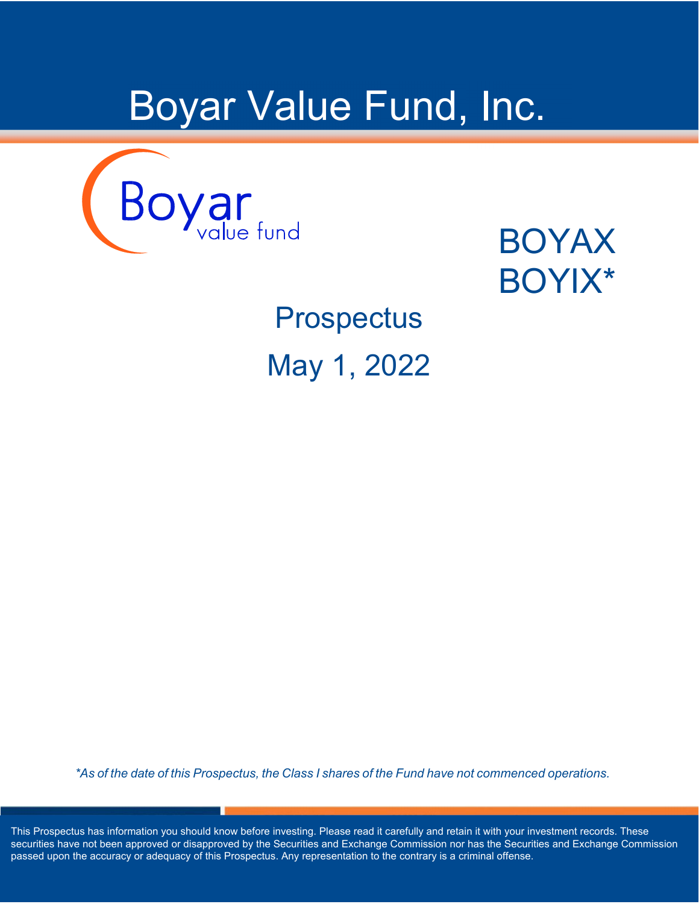# Boyar Value Fund, Inc.

Boyar value fund

BOYAX
BOYIX*

## Prospectus

May 1, 2022

*\*As of the date of this Prospectus, the Class I shares of the Fund have not commenced operations.*

This Prospectus has information you should know before investing. Please read it carefully and retain it with your investment records. These securities have not been approved or disapproved by the Securities and Exchange Commission nor has the Securities and Exchange Commission passed upon the accuracy or adequacy of this Prospectus. Any representation to the contrary is a criminal offense.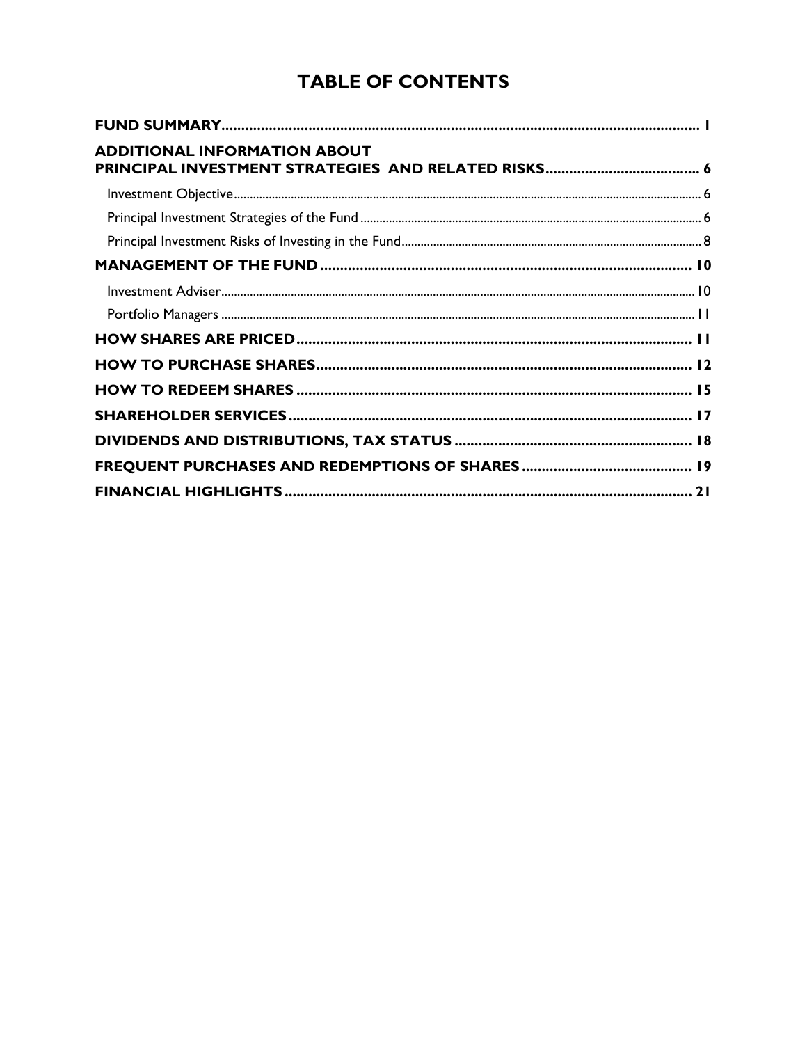# TABLE OF CONTENTS

| | |
|---|---|
| **FUND SUMMARY** | **1** |
| **ADDITIONAL INFORMATION ABOUT PRINCIPAL INVESTMENT STRATEGIES AND RELATED RISKS** | **6** |
| Investment Objective | 6 |
| Principal Investment Strategies of the Fund | 6 |
| Principal Investment Risks of Investing in the Fund | 8 |
| **MANAGEMENT OF THE FUND** | **10** |
| Investment Adviser | 10 |
| Portfolio Managers | 11 |
| **HOW SHARES ARE PRICED** | **11** |
| **HOW TO PURCHASE SHARES** | **12** |
| **HOW TO REDEEM SHARES** | **15** |
| **SHAREHOLDER SERVICES** | **17** |
| **DIVIDENDS AND DISTRIBUTIONS, TAX STATUS** | **18** |
| **FREQUENT PURCHASES AND REDEMPTIONS OF SHARES** | **19** |
| **FINANCIAL HIGHLIGHTS** | **21** |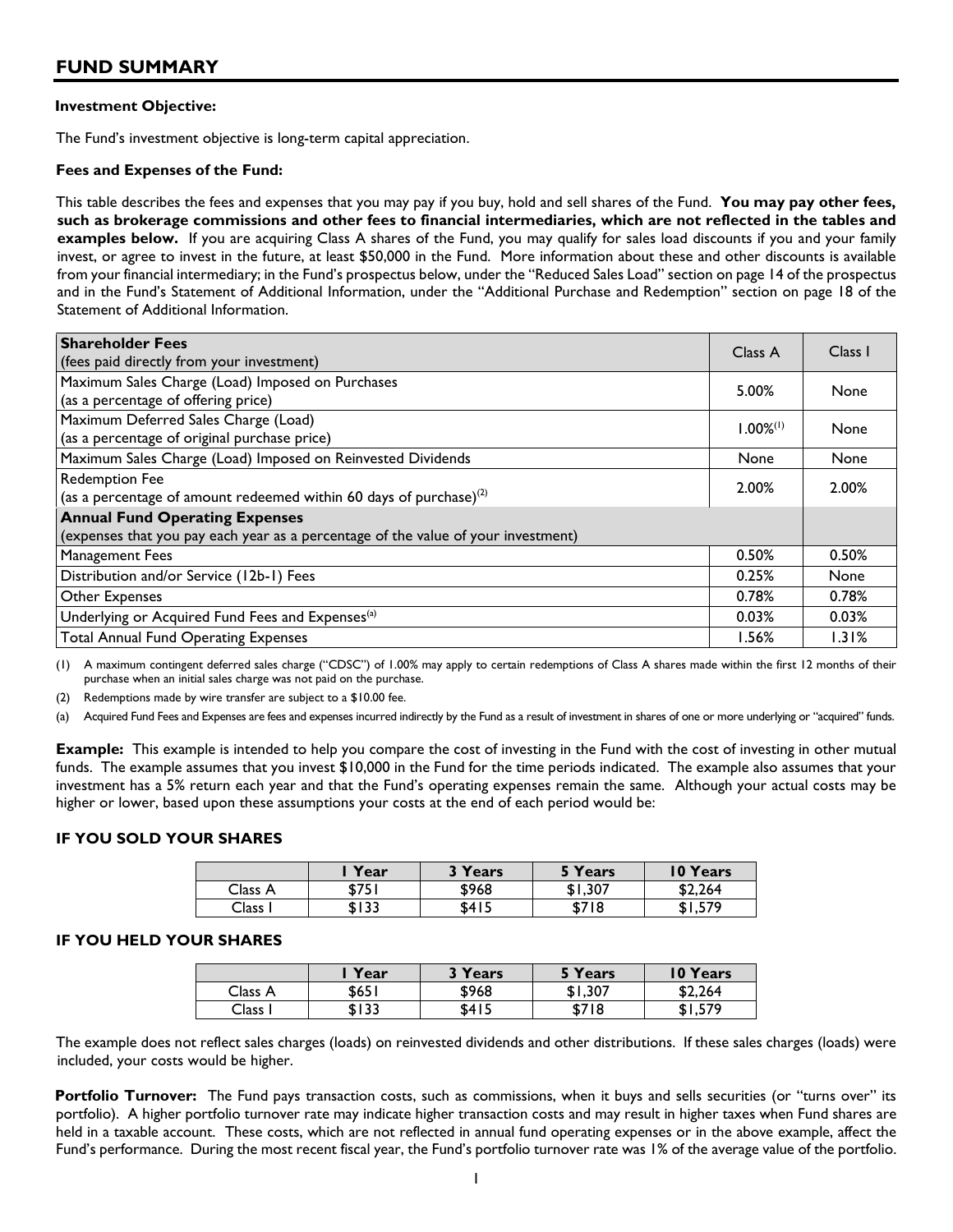## FUND SUMMARY

**Investment Objective:**

The Fund's investment objective is long-term capital appreciation.

**Fees and Expenses of the Fund:**

This table describes the fees and expenses that you may pay if you buy, hold and sell shares of the Fund. **You may pay other fees, such as brokerage commissions and other fees to financial intermediaries, which are not reflected in the tables and examples below.** If you are acquiring Class A shares of the Fund, you may qualify for sales load discounts if you and your family invest, or agree to invest in the future, at least $50,000 in the Fund. More information about these and other discounts is available from your financial intermediary; in the Fund's prospectus below, under the "Reduced Sales Load" section on page 14 of the prospectus and in the Fund's Statement of Additional Information, under the "Additional Purchase and Redemption" section on page 18 of the Statement of Additional Information.

| **Shareholder Fees** (fees paid directly from your investment) | Class A | Class I |
|---|---|---|
| Maximum Sales Charge (Load) Imposed on Purchases (as a percentage of offering price) | 5.00% | None |
| Maximum Deferred Sales Charge (Load) (as a percentage of original purchase price) | 1.00%(1) | None |
| Maximum Sales Charge (Load) Imposed on Reinvested Dividends | None | None |
| Redemption Fee (as a percentage of amount redeemed within 60 days of purchase)(2) | 2.00% | 2.00% |
| **Annual Fund Operating Expenses** (expenses that you pay each year as a percentage of the value of your investment) | | |
| Management Fees | 0.50% | 0.50% |
| Distribution and/or Service (12b-1) Fees | 0.25% | None |
| Other Expenses | 0.78% | 0.78% |
| Underlying or Acquired Fund Fees and Expenses(a) | 0.03% | 0.03% |
| Total Annual Fund Operating Expenses | 1.56% | 1.31% |

(1) A maximum contingent deferred sales charge ("CDSC") of 1.00% may apply to certain redemptions of Class A shares made within the first 12 months of their purchase when an initial sales charge was not paid on the purchase.

(2) Redemptions made by wire transfer are subject to a $10.00 fee.

(a) Acquired Fund Fees and Expenses are fees and expenses incurred indirectly by the Fund as a result of investment in shares of one or more underlying or "acquired" funds.

**Example:** This example is intended to help you compare the cost of investing in the Fund with the cost of investing in other mutual funds. The example assumes that you invest $10,000 in the Fund for the time periods indicated. The example also assumes that your investment has a 5% return each year and that the Fund's operating expenses remain the same. Although your actual costs may be higher or lower, based upon these assumptions your costs at the end of each period would be:

### IF YOU SOLD YOUR SHARES

| | 1 Year | 3 Years | 5 Years | 10 Years |
|---|---|---|---|---|
| Class A | $751 | $968 | $1,307 | $2,264 |
| Class I | $133 | $415 | $718 | $1,579 |

### IF YOU HELD YOUR SHARES

| | 1 Year | 3 Years | 5 Years | 10 Years |
|---|---|---|---|---|
| Class A | $651 | $968 | $1,307 | $2,264 |
| Class I | $133 | $415 | $718 | $1,579 |

The example does not reflect sales charges (loads) on reinvested dividends and other distributions. If these sales charges (loads) were included, your costs would be higher.

**Portfolio Turnover:** The Fund pays transaction costs, such as commissions, when it buys and sells securities (or "turns over" its portfolio). A higher portfolio turnover rate may indicate higher transaction costs and may result in higher taxes when Fund shares are held in a taxable account. These costs, which are not reflected in annual fund operating expenses or in the above example, affect the Fund's performance. During the most recent fiscal year, the Fund's portfolio turnover rate was 1% of the average value of the portfolio.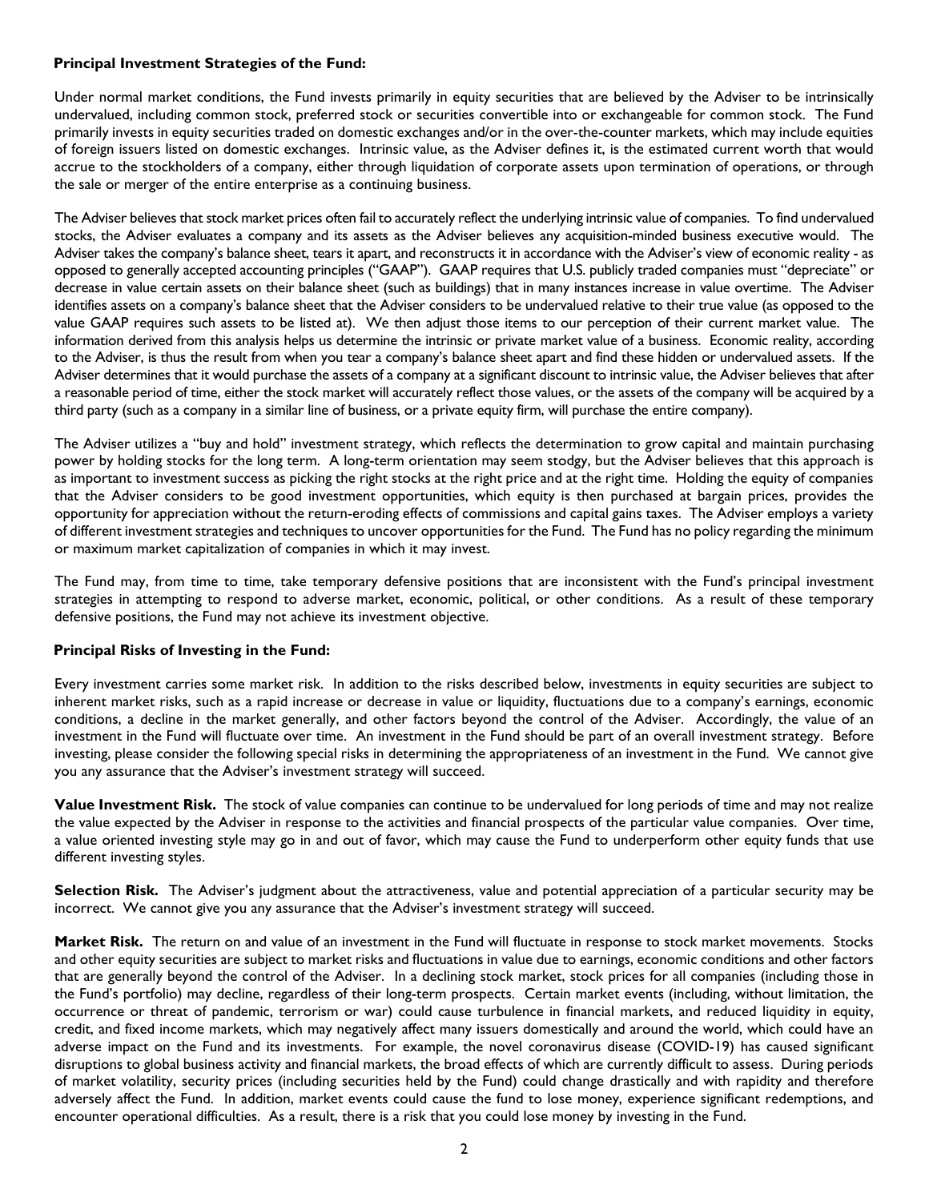### Principal Investment Strategies of the Fund:

Under normal market conditions, the Fund invests primarily in equity securities that are believed by the Adviser to be intrinsically undervalued, including common stock, preferred stock or securities convertible into or exchangeable for common stock. The Fund primarily invests in equity securities traded on domestic exchanges and/or in the over-the-counter markets, which may include equities of foreign issuers listed on domestic exchanges. Intrinsic value, as the Adviser defines it, is the estimated current worth that would accrue to the stockholders of a company, either through liquidation of corporate assets upon termination of operations, or through the sale or merger of the entire enterprise as a continuing business.

The Adviser believes that stock market prices often fail to accurately reflect the underlying intrinsic value of companies. To find undervalued stocks, the Adviser evaluates a company and its assets as the Adviser believes any acquisition-minded business executive would. The Adviser takes the company's balance sheet, tears it apart, and reconstructs it in accordance with the Adviser's view of economic reality - as opposed to generally accepted accounting principles ("GAAP"). GAAP requires that U.S. publicly traded companies must "depreciate" or decrease in value certain assets on their balance sheet (such as buildings) that in many instances increase in value overtime. The Adviser identifies assets on a company's balance sheet that the Adviser considers to be undervalued relative to their true value (as opposed to the value GAAP requires such assets to be listed at). We then adjust those items to our perception of their current market value. The information derived from this analysis helps us determine the intrinsic or private market value of a business. Economic reality, according to the Adviser, is thus the result from when you tear a company's balance sheet apart and find these hidden or undervalued assets. If the Adviser determines that it would purchase the assets of a company at a significant discount to intrinsic value, the Adviser believes that after a reasonable period of time, either the stock market will accurately reflect those values, or the assets of the company will be acquired by a third party (such as a company in a similar line of business, or a private equity firm, will purchase the entire company).

The Adviser utilizes a "buy and hold" investment strategy, which reflects the determination to grow capital and maintain purchasing power by holding stocks for the long term. A long-term orientation may seem stodgy, but the Adviser believes that this approach is as important to investment success as picking the right stocks at the right price and at the right time. Holding the equity of companies that the Adviser considers to be good investment opportunities, which equity is then purchased at bargain prices, provides the opportunity for appreciation without the return-eroding effects of commissions and capital gains taxes. The Adviser employs a variety of different investment strategies and techniques to uncover opportunities for the Fund. The Fund has no policy regarding the minimum or maximum market capitalization of companies in which it may invest.

The Fund may, from time to time, take temporary defensive positions that are inconsistent with the Fund's principal investment strategies in attempting to respond to adverse market, economic, political, or other conditions. As a result of these temporary defensive positions, the Fund may not achieve its investment objective.

### Principal Risks of Investing in the Fund:

Every investment carries some market risk. In addition to the risks described below, investments in equity securities are subject to inherent market risks, such as a rapid increase or decrease in value or liquidity, fluctuations due to a company's earnings, economic conditions, a decline in the market generally, and other factors beyond the control of the Adviser. Accordingly, the value of an investment in the Fund will fluctuate over time. An investment in the Fund should be part of an overall investment strategy. Before investing, please consider the following special risks in determining the appropriateness of an investment in the Fund. We cannot give you any assurance that the Adviser's investment strategy will succeed.

**Value Investment Risk.** The stock of value companies can continue to be undervalued for long periods of time and may not realize the value expected by the Adviser in response to the activities and financial prospects of the particular value companies. Over time, a value oriented investing style may go in and out of favor, which may cause the Fund to underperform other equity funds that use different investing styles.

**Selection Risk.** The Adviser's judgment about the attractiveness, value and potential appreciation of a particular security may be incorrect. We cannot give you any assurance that the Adviser's investment strategy will succeed.

**Market Risk.** The return on and value of an investment in the Fund will fluctuate in response to stock market movements. Stocks and other equity securities are subject to market risks and fluctuations in value due to earnings, economic conditions and other factors that are generally beyond the control of the Adviser. In a declining stock market, stock prices for all companies (including those in the Fund's portfolio) may decline, regardless of their long-term prospects. Certain market events (including, without limitation, the occurrence or threat of pandemic, terrorism or war) could cause turbulence in financial markets, and reduced liquidity in equity, credit, and fixed income markets, which may negatively affect many issuers domestically and around the world, which could have an adverse impact on the Fund and its investments. For example, the novel coronavirus disease (COVID-19) has caused significant disruptions to global business activity and financial markets, the broad effects of which are currently difficult to assess. During periods of market volatility, security prices (including securities held by the Fund) could change drastically and with rapidity and therefore adversely affect the Fund. In addition, market events could cause the fund to lose money, experience significant redemptions, and encounter operational difficulties. As a result, there is a risk that you could lose money by investing in the Fund.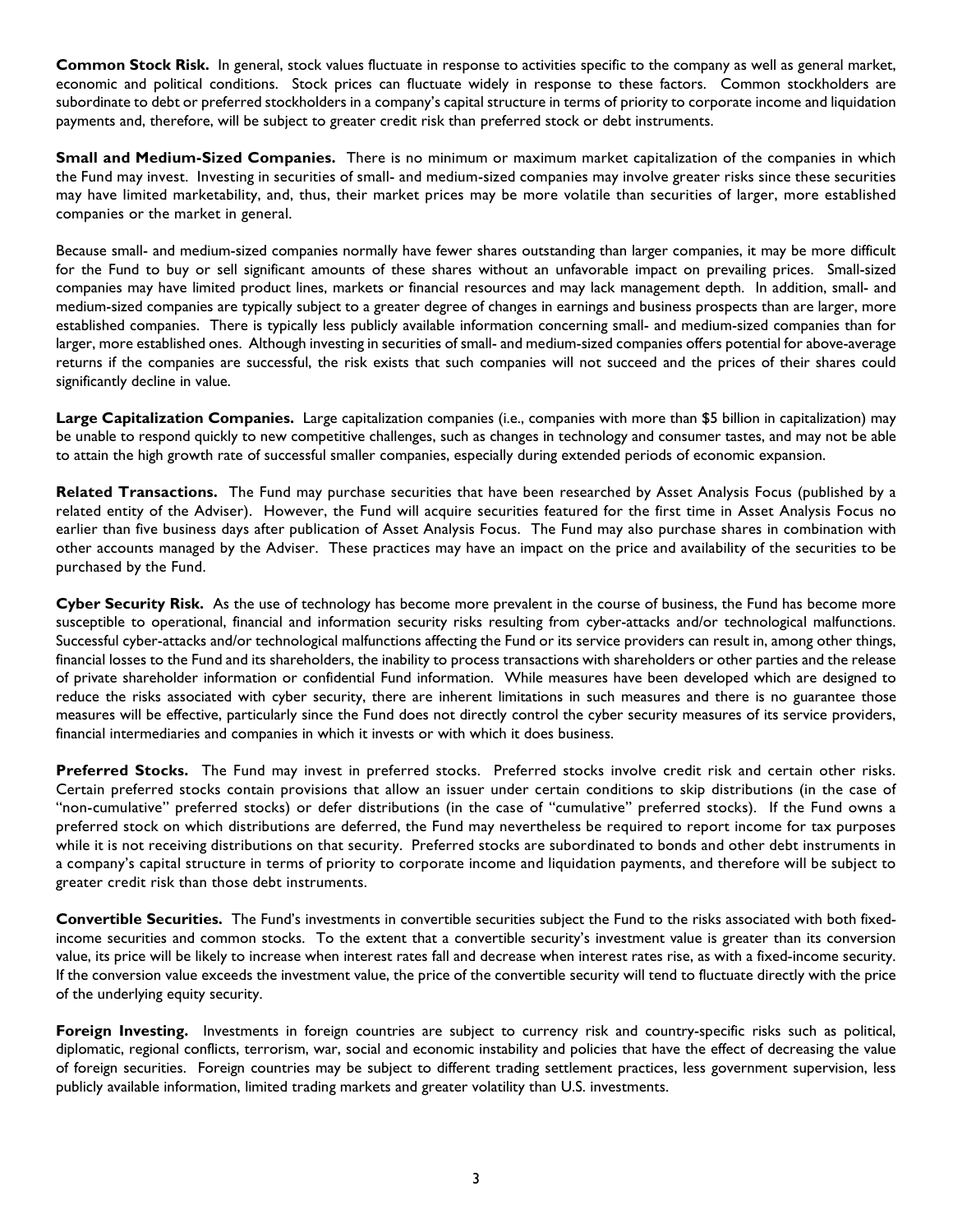**Common Stock Risk.** In general, stock values fluctuate in response to activities specific to the company as well as general market, economic and political conditions. Stock prices can fluctuate widely in response to these factors. Common stockholders are subordinate to debt or preferred stockholders in a company's capital structure in terms of priority to corporate income and liquidation payments and, therefore, will be subject to greater credit risk than preferred stock or debt instruments.

**Small and Medium-Sized Companies.** There is no minimum or maximum market capitalization of the companies in which the Fund may invest. Investing in securities of small- and medium-sized companies may involve greater risks since these securities may have limited marketability, and, thus, their market prices may be more volatile than securities of larger, more established companies or the market in general.

Because small- and medium-sized companies normally have fewer shares outstanding than larger companies, it may be more difficult for the Fund to buy or sell significant amounts of these shares without an unfavorable impact on prevailing prices. Small-sized companies may have limited product lines, markets or financial resources and may lack management depth. In addition, small- and medium-sized companies are typically subject to a greater degree of changes in earnings and business prospects than are larger, more established companies. There is typically less publicly available information concerning small- and medium-sized companies than for larger, more established ones. Although investing in securities of small- and medium-sized companies offers potential for above-average returns if the companies are successful, the risk exists that such companies will not succeed and the prices of their shares could significantly decline in value.

**Large Capitalization Companies.** Large capitalization companies (i.e., companies with more than $5 billion in capitalization) may be unable to respond quickly to new competitive challenges, such as changes in technology and consumer tastes, and may not be able to attain the high growth rate of successful smaller companies, especially during extended periods of economic expansion.

**Related Transactions.** The Fund may purchase securities that have been researched by Asset Analysis Focus (published by a related entity of the Adviser). However, the Fund will acquire securities featured for the first time in Asset Analysis Focus no earlier than five business days after publication of Asset Analysis Focus. The Fund may also purchase shares in combination with other accounts managed by the Adviser. These practices may have an impact on the price and availability of the securities to be purchased by the Fund.

**Cyber Security Risk.** As the use of technology has become more prevalent in the course of business, the Fund has become more susceptible to operational, financial and information security risks resulting from cyber-attacks and/or technological malfunctions. Successful cyber-attacks and/or technological malfunctions affecting the Fund or its service providers can result in, among other things, financial losses to the Fund and its shareholders, the inability to process transactions with shareholders or other parties and the release of private shareholder information or confidential Fund information. While measures have been developed which are designed to reduce the risks associated with cyber security, there are inherent limitations in such measures and there is no guarantee those measures will be effective, particularly since the Fund does not directly control the cyber security measures of its service providers, financial intermediaries and companies in which it invests or with which it does business.

**Preferred Stocks.** The Fund may invest in preferred stocks. Preferred stocks involve credit risk and certain other risks. Certain preferred stocks contain provisions that allow an issuer under certain conditions to skip distributions (in the case of "non-cumulative" preferred stocks) or defer distributions (in the case of "cumulative" preferred stocks). If the Fund owns a preferred stock on which distributions are deferred, the Fund may nevertheless be required to report income for tax purposes while it is not receiving distributions on that security. Preferred stocks are subordinated to bonds and other debt instruments in a company's capital structure in terms of priority to corporate income and liquidation payments, and therefore will be subject to greater credit risk than those debt instruments.

**Convertible Securities.** The Fund's investments in convertible securities subject the Fund to the risks associated with both fixed-income securities and common stocks. To the extent that a convertible security's investment value is greater than its conversion value, its price will be likely to increase when interest rates fall and decrease when interest rates rise, as with a fixed-income security. If the conversion value exceeds the investment value, the price of the convertible security will tend to fluctuate directly with the price of the underlying equity security.

**Foreign Investing.** Investments in foreign countries are subject to currency risk and country-specific risks such as political, diplomatic, regional conflicts, terrorism, war, social and economic instability and policies that have the effect of decreasing the value of foreign securities. Foreign countries may be subject to different trading settlement practices, less government supervision, less publicly available information, limited trading markets and greater volatility than U.S. investments.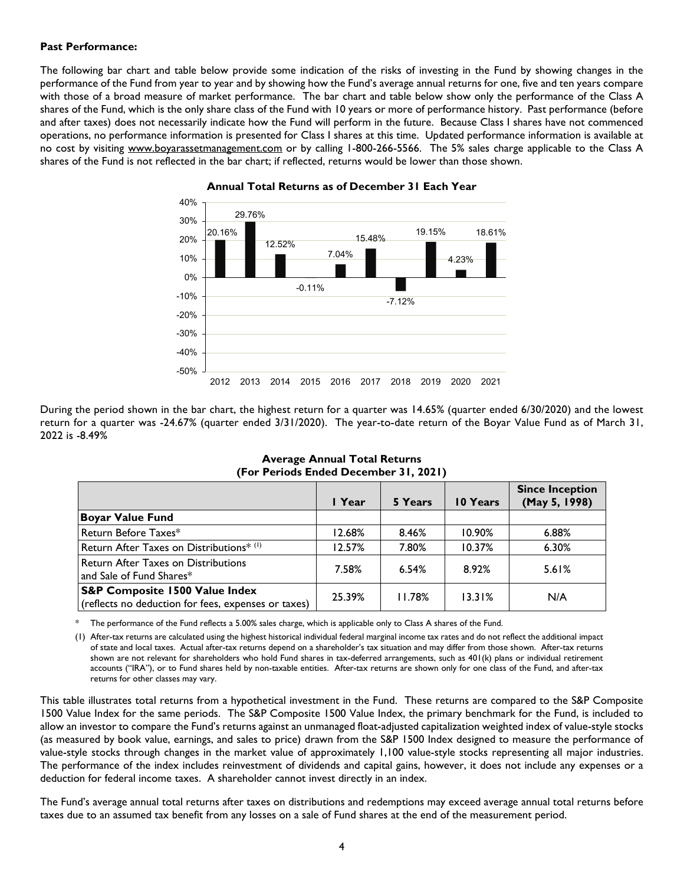**Past Performance:**

The following bar chart and table below provide some indication of the risks of investing in the Fund by showing changes in the performance of the Fund from year to year and by showing how the Fund's average annual returns for one, five and ten years compare with those of a broad measure of market performance. The bar chart and table below show only the performance of the Class A shares of the Fund, which is the only share class of the Fund with 10 years or more of performance history. Past performance (before and after taxes) does not necessarily indicate how the Fund will perform in the future. Because Class I shares have not commenced operations, no performance information is presented for Class I shares at this time. Updated performance information is available at no cost by visiting www.boyarassetmanagement.com or by calling 1-800-266-5566. The 5% sales charge applicable to the Class A shares of the Fund is not reflected in the bar chart; if reflected, returns would be lower than those shown.

**Annual Total Returns as of December 31 Each Year**

| Year | Return |
|---|---|
| 2012 | 20.16% |
| 2013 | 29.76% |
| 2014 | 12.52% |
| 2015 | -0.11% |
| 2016 | 7.04% |
| 2017 | 15.48% |
| 2018 | -7.12% |
| 2019 | 19.15% |
| 2020 | 4.23% |
| 2021 | 18.61% |

During the period shown in the bar chart, the highest return for a quarter was 14.65% (quarter ended 6/30/2020) and the lowest return for a quarter was -24.67% (quarter ended 3/31/2020). The year-to-date return of the Boyar Value Fund as of March 31, 2022 is -8.49%

**Average Annual Total Returns**
**(For Periods Ended December 31, 2021)**

| | 1 Year | 5 Years | 10 Years | Since Inception (May 5, 1998) |
|---|---|---|---|---|
| **Boyar Value Fund** | | | | |
| Return Before Taxes* | 12.68% | 8.46% | 10.90% | 6.88% |
| Return After Taxes on Distributions* (1) | 12.57% | 7.80% | 10.37% | 6.30% |
| Return After Taxes on Distributions and Sale of Fund Shares* | 7.58% | 6.54% | 8.92% | 5.61% |
| **S&P Composite 1500 Value Index** (reflects no deduction for fees, expenses or taxes) | 25.39% | 11.78% | 13.31% | N/A |

\* The performance of the Fund reflects a 5.00% sales charge, which is applicable only to Class A shares of the Fund.

(1) After-tax returns are calculated using the highest historical individual federal marginal income tax rates and do not reflect the additional impact of state and local taxes. Actual after-tax returns depend on a shareholder's tax situation and may differ from those shown. After-tax returns shown are not relevant for shareholders who hold Fund shares in tax-deferred arrangements, such as 401(k) plans or individual retirement accounts ("IRA"), or to Fund shares held by non-taxable entities. After-tax returns are shown only for one class of the Fund, and after-tax returns for other classes may vary.

This table illustrates total returns from a hypothetical investment in the Fund. These returns are compared to the S&P Composite 1500 Value Index for the same periods. The S&P Composite 1500 Value Index, the primary benchmark for the Fund, is included to allow an investor to compare the Fund's returns against an unmanaged float-adjusted capitalization weighted index of value-style stocks (as measured by book value, earnings, and sales to price) drawn from the S&P 1500 Index designed to measure the performance of value-style stocks through changes in the market value of approximately 1,100 value-style stocks representing all major industries. The performance of the index includes reinvestment of dividends and capital gains, however, it does not include any expenses or a deduction for federal income taxes. A shareholder cannot invest directly in an index.

The Fund's average annual total returns after taxes on distributions and redemptions may exceed average annual total returns before taxes due to an assumed tax benefit from any losses on a sale of Fund shares at the end of the measurement period.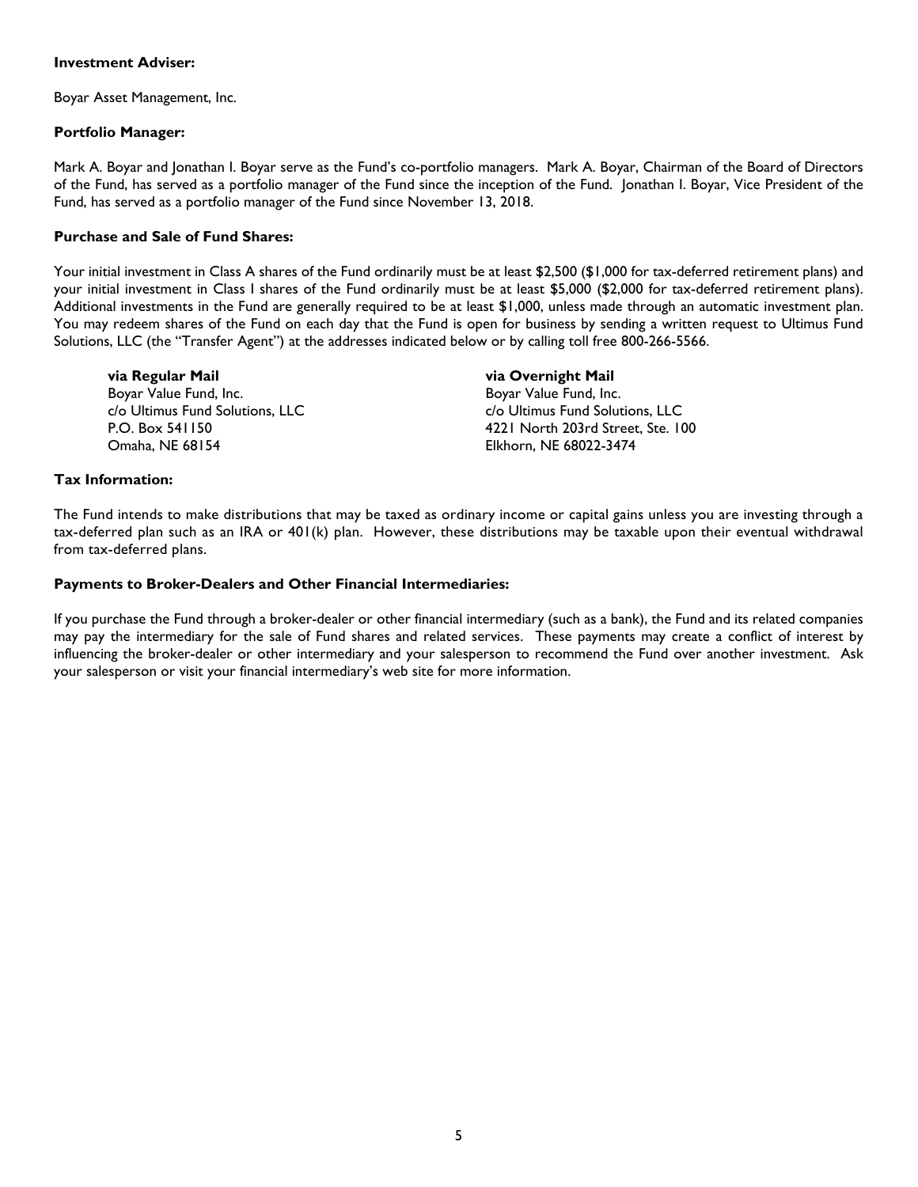**Investment Adviser:**

Boyar Asset Management, Inc.

**Portfolio Manager:**

Mark A. Boyar and Jonathan I. Boyar serve as the Fund's co-portfolio managers. Mark A. Boyar, Chairman of the Board of Directors of the Fund, has served as a portfolio manager of the Fund since the inception of the Fund. Jonathan I. Boyar, Vice President of the Fund, has served as a portfolio manager of the Fund since November 13, 2018.

**Purchase and Sale of Fund Shares:**

Your initial investment in Class A shares of the Fund ordinarily must be at least $2,500 ($1,000 for tax-deferred retirement plans) and your initial investment in Class I shares of the Fund ordinarily must be at least $5,000 ($2,000 for tax-deferred retirement plans). Additional investments in the Fund are generally required to be at least $1,000, unless made through an automatic investment plan. You may redeem shares of the Fund on each day that the Fund is open for business by sending a written request to Ultimus Fund Solutions, LLC (the "Transfer Agent") at the addresses indicated below or by calling toll free 800-266-5566.

**via Regular Mail**
Boyar Value Fund, Inc.
c/o Ultimus Fund Solutions, LLC
P.O. Box 541150
Omaha, NE 68154

**via Overnight Mail**
Boyar Value Fund, Inc.
c/o Ultimus Fund Solutions, LLC
4221 North 203rd Street, Ste. 100
Elkhorn, NE 68022-3474

**Tax Information:**

The Fund intends to make distributions that may be taxed as ordinary income or capital gains unless you are investing through a tax-deferred plan such as an IRA or 401(k) plan. However, these distributions may be taxable upon their eventual withdrawal from tax-deferred plans.

**Payments to Broker-Dealers and Other Financial Intermediaries:**

If you purchase the Fund through a broker-dealer or other financial intermediary (such as a bank), the Fund and its related companies may pay the intermediary for the sale of Fund shares and related services. These payments may create a conflict of interest by influencing the broker-dealer or other intermediary and your salesperson to recommend the Fund over another investment. Ask your salesperson or visit your financial intermediary's web site for more information.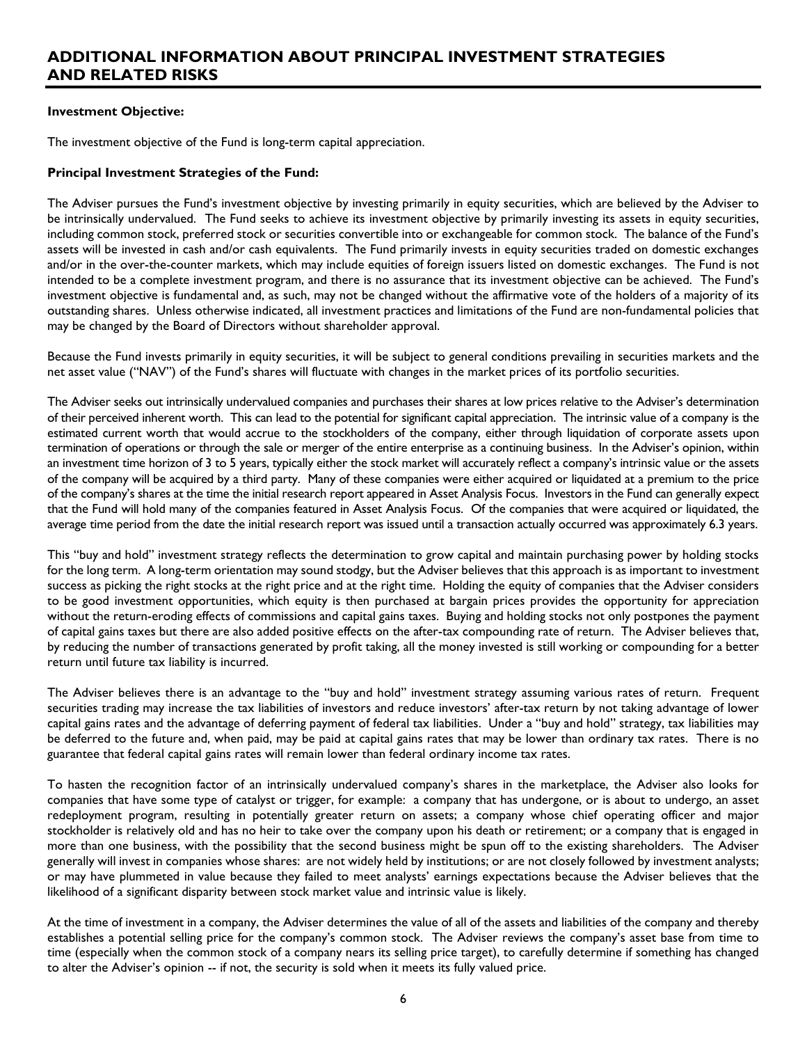# ADDITIONAL INFORMATION ABOUT PRINCIPAL INVESTMENT STRATEGIES AND RELATED RISKS

**Investment Objective:**

The investment objective of the Fund is long-term capital appreciation.

**Principal Investment Strategies of the Fund:**

The Adviser pursues the Fund's investment objective by investing primarily in equity securities, which are believed by the Adviser to be intrinsically undervalued. The Fund seeks to achieve its investment objective by primarily investing its assets in equity securities, including common stock, preferred stock or securities convertible into or exchangeable for common stock. The balance of the Fund's assets will be invested in cash and/or cash equivalents. The Fund primarily invests in equity securities traded on domestic exchanges and/or in the over-the-counter markets, which may include equities of foreign issuers listed on domestic exchanges. The Fund is not intended to be a complete investment program, and there is no assurance that its investment objective can be achieved. The Fund's investment objective is fundamental and, as such, may not be changed without the affirmative vote of the holders of a majority of its outstanding shares. Unless otherwise indicated, all investment practices and limitations of the Fund are non-fundamental policies that may be changed by the Board of Directors without shareholder approval.

Because the Fund invests primarily in equity securities, it will be subject to general conditions prevailing in securities markets and the net asset value ("NAV") of the Fund's shares will fluctuate with changes in the market prices of its portfolio securities.

The Adviser seeks out intrinsically undervalued companies and purchases their shares at low prices relative to the Adviser's determination of their perceived inherent worth. This can lead to the potential for significant capital appreciation. The intrinsic value of a company is the estimated current worth that would accrue to the stockholders of the company, either through liquidation of corporate assets upon termination of operations or through the sale or merger of the entire enterprise as a continuing business. In the Adviser's opinion, within an investment time horizon of 3 to 5 years, typically either the stock market will accurately reflect a company's intrinsic value or the assets of the company will be acquired by a third party. Many of these companies were either acquired or liquidated at a premium to the price of the company's shares at the time the initial research report appeared in Asset Analysis Focus. Investors in the Fund can generally expect that the Fund will hold many of the companies featured in Asset Analysis Focus. Of the companies that were acquired or liquidated, the average time period from the date the initial research report was issued until a transaction actually occurred was approximately 6.3 years.

This "buy and hold" investment strategy reflects the determination to grow capital and maintain purchasing power by holding stocks for the long term. A long-term orientation may sound stodgy, but the Adviser believes that this approach is as important to investment success as picking the right stocks at the right price and at the right time. Holding the equity of companies that the Adviser considers to be good investment opportunities, which equity is then purchased at bargain prices provides the opportunity for appreciation without the return-eroding effects of commissions and capital gains taxes. Buying and holding stocks not only postpones the payment of capital gains taxes but there are also added positive effects on the after-tax compounding rate of return. The Adviser believes that, by reducing the number of transactions generated by profit taking, all the money invested is still working or compounding for a better return until future tax liability is incurred.

The Adviser believes there is an advantage to the "buy and hold" investment strategy assuming various rates of return. Frequent securities trading may increase the tax liabilities of investors and reduce investors' after-tax return by not taking advantage of lower capital gains rates and the advantage of deferring payment of federal tax liabilities. Under a "buy and hold" strategy, tax liabilities may be deferred to the future and, when paid, may be paid at capital gains rates that may be lower than ordinary tax rates. There is no guarantee that federal capital gains rates will remain lower than federal ordinary income tax rates.

To hasten the recognition factor of an intrinsically undervalued company's shares in the marketplace, the Adviser also looks for companies that have some type of catalyst or trigger, for example: a company that has undergone, or is about to undergo, an asset redeployment program, resulting in potentially greater return on assets; a company whose chief operating officer and major stockholder is relatively old and has no heir to take over the company upon his death or retirement; or a company that is engaged in more than one business, with the possibility that the second business might be spun off to the existing shareholders. The Adviser generally will invest in companies whose shares: are not widely held by institutions; or are not closely followed by investment analysts; or may have plummeted in value because they failed to meet analysts' earnings expectations because the Adviser believes that the likelihood of a significant disparity between stock market value and intrinsic value is likely.

At the time of investment in a company, the Adviser determines the value of all of the assets and liabilities of the company and thereby establishes a potential selling price for the company's common stock. The Adviser reviews the company's asset base from time to time (especially when the common stock of a company nears its selling price target), to carefully determine if something has changed to alter the Adviser's opinion -- if not, the security is sold when it meets its fully valued price.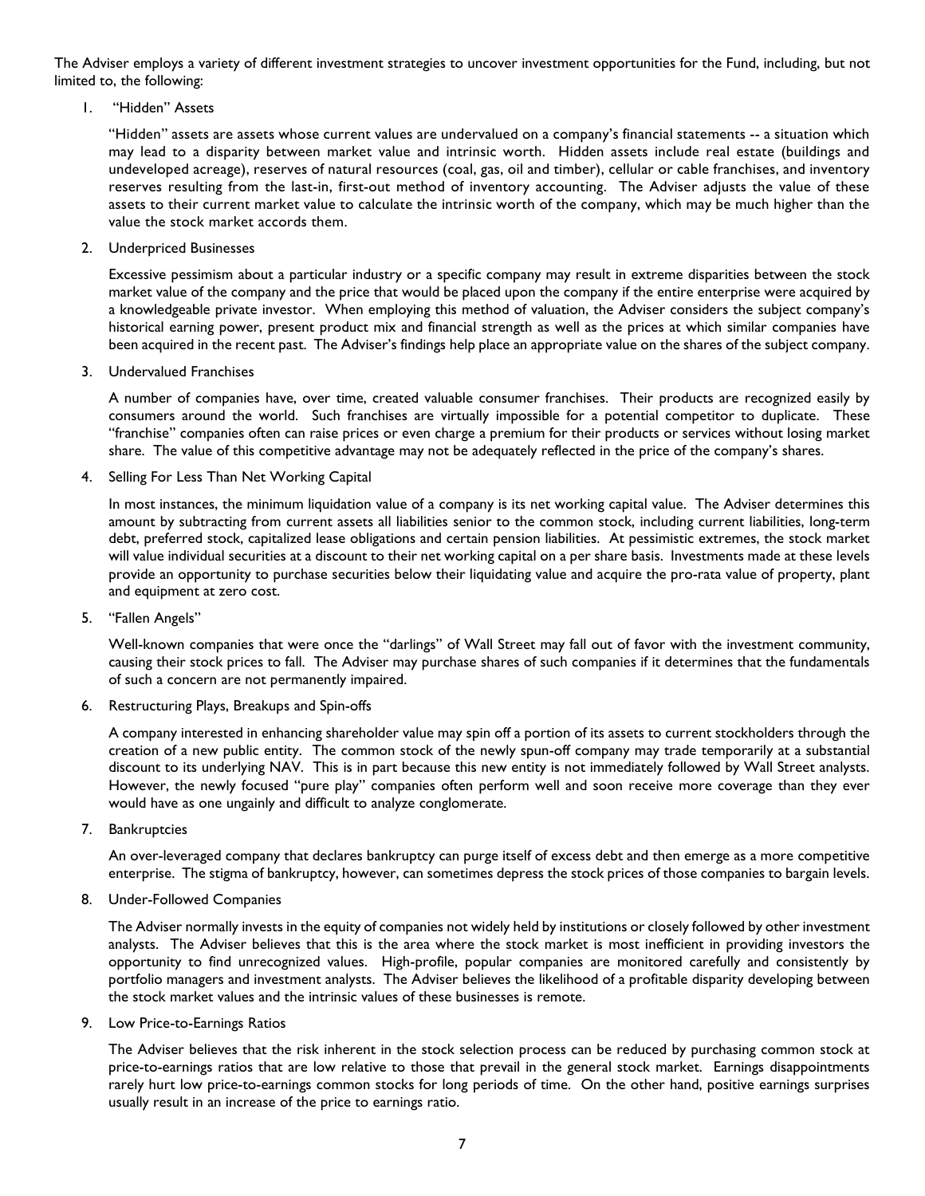The Adviser employs a variety of different investment strategies to uncover investment opportunities for the Fund, including, but not limited to, the following:

1. "Hidden" Assets

   "Hidden" assets are assets whose current values are undervalued on a company's financial statements -- a situation which may lead to a disparity between market value and intrinsic worth. Hidden assets include real estate (buildings and undeveloped acreage), reserves of natural resources (coal, gas, oil and timber), cellular or cable franchises, and inventory reserves resulting from the last-in, first-out method of inventory accounting. The Adviser adjusts the value of these assets to their current market value to calculate the intrinsic worth of the company, which may be much higher than the value the stock market accords them.

2. Underpriced Businesses

   Excessive pessimism about a particular industry or a specific company may result in extreme disparities between the stock market value of the company and the price that would be placed upon the company if the entire enterprise were acquired by a knowledgeable private investor. When employing this method of valuation, the Adviser considers the subject company's historical earning power, present product mix and financial strength as well as the prices at which similar companies have been acquired in the recent past. The Adviser's findings help place an appropriate value on the shares of the subject company.

3. Undervalued Franchises

   A number of companies have, over time, created valuable consumer franchises. Their products are recognized easily by consumers around the world. Such franchises are virtually impossible for a potential competitor to duplicate. These "franchise" companies often can raise prices or even charge a premium for their products or services without losing market share. The value of this competitive advantage may not be adequately reflected in the price of the company's shares.

4. Selling For Less Than Net Working Capital

   In most instances, the minimum liquidation value of a company is its net working capital value. The Adviser determines this amount by subtracting from current assets all liabilities senior to the common stock, including current liabilities, long-term debt, preferred stock, capitalized lease obligations and certain pension liabilities. At pessimistic extremes, the stock market will value individual securities at a discount to their net working capital on a per share basis. Investments made at these levels provide an opportunity to purchase securities below their liquidating value and acquire the pro-rata value of property, plant and equipment at zero cost.

5. "Fallen Angels"

   Well-known companies that were once the "darlings" of Wall Street may fall out of favor with the investment community, causing their stock prices to fall. The Adviser may purchase shares of such companies if it determines that the fundamentals of such a concern are not permanently impaired.

6. Restructuring Plays, Breakups and Spin-offs

   A company interested in enhancing shareholder value may spin off a portion of its assets to current stockholders through the creation of a new public entity. The common stock of the newly spun-off company may trade temporarily at a substantial discount to its underlying NAV. This is in part because this new entity is not immediately followed by Wall Street analysts. However, the newly focused "pure play" companies often perform well and soon receive more coverage than they ever would have as one ungainly and difficult to analyze conglomerate.

7. Bankruptcies

   An over-leveraged company that declares bankruptcy can purge itself of excess debt and then emerge as a more competitive enterprise. The stigma of bankruptcy, however, can sometimes depress the stock prices of those companies to bargain levels.

8. Under-Followed Companies

   The Adviser normally invests in the equity of companies not widely held by institutions or closely followed by other investment analysts. The Adviser believes that this is the area where the stock market is most inefficient in providing investors the opportunity to find unrecognized values. High-profile, popular companies are monitored carefully and consistently by portfolio managers and investment analysts. The Adviser believes the likelihood of a profitable disparity developing between the stock market values and the intrinsic values of these businesses is remote.

9. Low Price-to-Earnings Ratios

   The Adviser believes that the risk inherent in the stock selection process can be reduced by purchasing common stock at price-to-earnings ratios that are low relative to those that prevail in the general stock market. Earnings disappointments rarely hurt low price-to-earnings common stocks for long periods of time. On the other hand, positive earnings surprises usually result in an increase of the price to earnings ratio.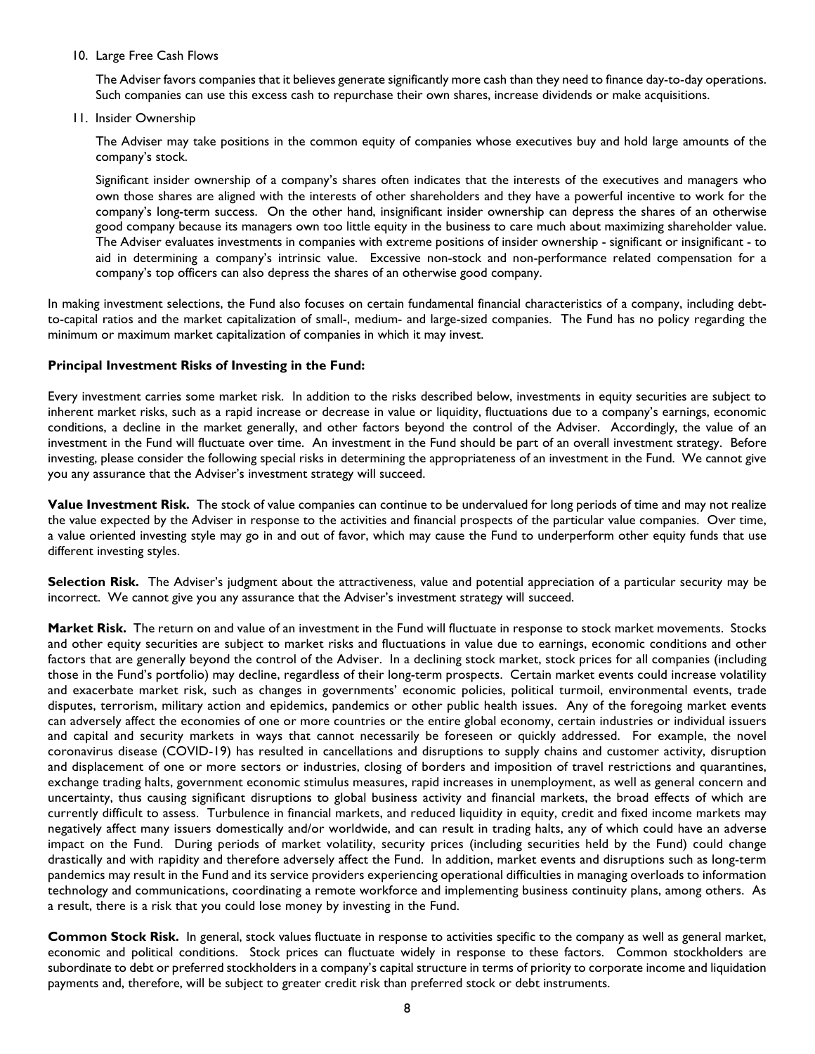10. Large Free Cash Flows

    The Adviser favors companies that it believes generate significantly more cash than they need to finance day-to-day operations. Such companies can use this excess cash to repurchase their own shares, increase dividends or make acquisitions.

11. Insider Ownership

    The Adviser may take positions in the common equity of companies whose executives buy and hold large amounts of the company's stock.

    Significant insider ownership of a company's shares often indicates that the interests of the executives and managers who own those shares are aligned with the interests of other shareholders and they have a powerful incentive to work for the company's long-term success. On the other hand, insignificant insider ownership can depress the shares of an otherwise good company because its managers own too little equity in the business to care much about maximizing shareholder value. The Adviser evaluates investments in companies with extreme positions of insider ownership - significant or insignificant - to aid in determining a company's intrinsic value. Excessive non-stock and non-performance related compensation for a company's top officers can also depress the shares of an otherwise good company.

In making investment selections, the Fund also focuses on certain fundamental financial characteristics of a company, including debt-to-capital ratios and the market capitalization of small-, medium- and large-sized companies. The Fund has no policy regarding the minimum or maximum market capitalization of companies in which it may invest.

**Principal Investment Risks of Investing in the Fund:**

Every investment carries some market risk. In addition to the risks described below, investments in equity securities are subject to inherent market risks, such as a rapid increase or decrease in value or liquidity, fluctuations due to a company's earnings, economic conditions, a decline in the market generally, and other factors beyond the control of the Adviser. Accordingly, the value of an investment in the Fund will fluctuate over time. An investment in the Fund should be part of an overall investment strategy. Before investing, please consider the following special risks in determining the appropriateness of an investment in the Fund. We cannot give you any assurance that the Adviser's investment strategy will succeed.

**Value Investment Risk.** The stock of value companies can continue to be undervalued for long periods of time and may not realize the value expected by the Adviser in response to the activities and financial prospects of the particular value companies. Over time, a value oriented investing style may go in and out of favor, which may cause the Fund to underperform other equity funds that use different investing styles.

**Selection Risk.** The Adviser's judgment about the attractiveness, value and potential appreciation of a particular security may be incorrect. We cannot give you any assurance that the Adviser's investment strategy will succeed.

**Market Risk.** The return on and value of an investment in the Fund will fluctuate in response to stock market movements. Stocks and other equity securities are subject to market risks and fluctuations in value due to earnings, economic conditions and other factors that are generally beyond the control of the Adviser. In a declining stock market, stock prices for all companies (including those in the Fund's portfolio) may decline, regardless of their long-term prospects. Certain market events could increase volatility and exacerbate market risk, such as changes in governments' economic policies, political turmoil, environmental events, trade disputes, terrorism, military action and epidemics, pandemics or other public health issues. Any of the foregoing market events can adversely affect the economies of one or more countries or the entire global economy, certain industries or individual issuers and capital and security markets in ways that cannot necessarily be foreseen or quickly addressed. For example, the novel coronavirus disease (COVID-19) has resulted in cancellations and disruptions to supply chains and customer activity, disruption and displacement of one or more sectors or industries, closing of borders and imposition of travel restrictions and quarantines, exchange trading halts, government economic stimulus measures, rapid increases in unemployment, as well as general concern and uncertainty, thus causing significant disruptions to global business activity and financial markets, the broad effects of which are currently difficult to assess. Turbulence in financial markets, and reduced liquidity in equity, credit and fixed income markets may negatively affect many issuers domestically and/or worldwide, and can result in trading halts, any of which could have an adverse impact on the Fund. During periods of market volatility, security prices (including securities held by the Fund) could change drastically and with rapidity and therefore adversely affect the Fund. In addition, market events and disruptions such as long-term pandemics may result in the Fund and its service providers experiencing operational difficulties in managing overloads to information technology and communications, coordinating a remote workforce and implementing business continuity plans, among others. As a result, there is a risk that you could lose money by investing in the Fund.

**Common Stock Risk.** In general, stock values fluctuate in response to activities specific to the company as well as general market, economic and political conditions. Stock prices can fluctuate widely in response to these factors. Common stockholders are subordinate to debt or preferred stockholders in a company's capital structure in terms of priority to corporate income and liquidation payments and, therefore, will be subject to greater credit risk than preferred stock or debt instruments.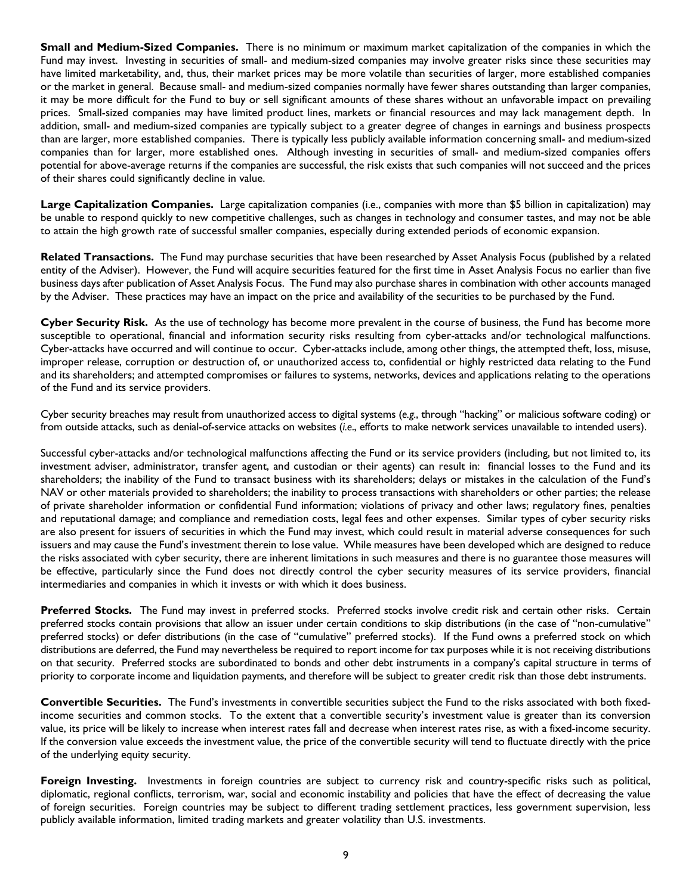**Small and Medium-Sized Companies.** There is no minimum or maximum market capitalization of the companies in which the Fund may invest. Investing in securities of small- and medium-sized companies may involve greater risks since these securities may have limited marketability, and, thus, their market prices may be more volatile than securities of larger, more established companies or the market in general. Because small- and medium-sized companies normally have fewer shares outstanding than larger companies, it may be more difficult for the Fund to buy or sell significant amounts of these shares without an unfavorable impact on prevailing prices. Small-sized companies may have limited product lines, markets or financial resources and may lack management depth. In addition, small- and medium-sized companies are typically subject to a greater degree of changes in earnings and business prospects than are larger, more established companies. There is typically less publicly available information concerning small- and medium-sized companies than for larger, more established ones. Although investing in securities of small- and medium-sized companies offers potential for above-average returns if the companies are successful, the risk exists that such companies will not succeed and the prices of their shares could significantly decline in value.

**Large Capitalization Companies.** Large capitalization companies (i.e., companies with more than $5 billion in capitalization) may be unable to respond quickly to new competitive challenges, such as changes in technology and consumer tastes, and may not be able to attain the high growth rate of successful smaller companies, especially during extended periods of economic expansion.

**Related Transactions.** The Fund may purchase securities that have been researched by Asset Analysis Focus (published by a related entity of the Adviser). However, the Fund will acquire securities featured for the first time in Asset Analysis Focus no earlier than five business days after publication of Asset Analysis Focus. The Fund may also purchase shares in combination with other accounts managed by the Adviser. These practices may have an impact on the price and availability of the securities to be purchased by the Fund.

**Cyber Security Risk.** As the use of technology has become more prevalent in the course of business, the Fund has become more susceptible to operational, financial and information security risks resulting from cyber-attacks and/or technological malfunctions. Cyber-attacks have occurred and will continue to occur. Cyber-attacks include, among other things, the attempted theft, loss, misuse, improper release, corruption or destruction of, or unauthorized access to, confidential or highly restricted data relating to the Fund and its shareholders; and attempted compromises or failures to systems, networks, devices and applications relating to the operations of the Fund and its service providers.

Cyber security breaches may result from unauthorized access to digital systems (*e.g.*, through "hacking" or malicious software coding) or from outside attacks, such as denial-of-service attacks on websites (*i.e.*, efforts to make network services unavailable to intended users).

Successful cyber-attacks and/or technological malfunctions affecting the Fund or its service providers (including, but not limited to, its investment adviser, administrator, transfer agent, and custodian or their agents) can result in: financial losses to the Fund and its shareholders; the inability of the Fund to transact business with its shareholders; delays or mistakes in the calculation of the Fund's NAV or other materials provided to shareholders; the inability to process transactions with shareholders or other parties; the release of private shareholder information or confidential Fund information; violations of privacy and other laws; regulatory fines, penalties and reputational damage; and compliance and remediation costs, legal fees and other expenses. Similar types of cyber security risks are also present for issuers of securities in which the Fund may invest, which could result in material adverse consequences for such issuers and may cause the Fund's investment therein to lose value. While measures have been developed which are designed to reduce the risks associated with cyber security, there are inherent limitations in such measures and there is no guarantee those measures will be effective, particularly since the Fund does not directly control the cyber security measures of its service providers, financial intermediaries and companies in which it invests or with which it does business.

**Preferred Stocks.** The Fund may invest in preferred stocks. Preferred stocks involve credit risk and certain other risks. Certain preferred stocks contain provisions that allow an issuer under certain conditions to skip distributions (in the case of "non-cumulative" preferred stocks) or defer distributions (in the case of "cumulative" preferred stocks). If the Fund owns a preferred stock on which distributions are deferred, the Fund may nevertheless be required to report income for tax purposes while it is not receiving distributions on that security. Preferred stocks are subordinated to bonds and other debt instruments in a company's capital structure in terms of priority to corporate income and liquidation payments, and therefore will be subject to greater credit risk than those debt instruments.

**Convertible Securities.** The Fund's investments in convertible securities subject the Fund to the risks associated with both fixed-income securities and common stocks. To the extent that a convertible security's investment value is greater than its conversion value, its price will be likely to increase when interest rates fall and decrease when interest rates rise, as with a fixed-income security. If the conversion value exceeds the investment value, the price of the convertible security will tend to fluctuate directly with the price of the underlying equity security.

**Foreign Investing.** Investments in foreign countries are subject to currency risk and country-specific risks such as political, diplomatic, regional conflicts, terrorism, war, social and economic instability and policies that have the effect of decreasing the value of foreign securities. Foreign countries may be subject to different trading settlement practices, less government supervision, less publicly available information, limited trading markets and greater volatility than U.S. investments.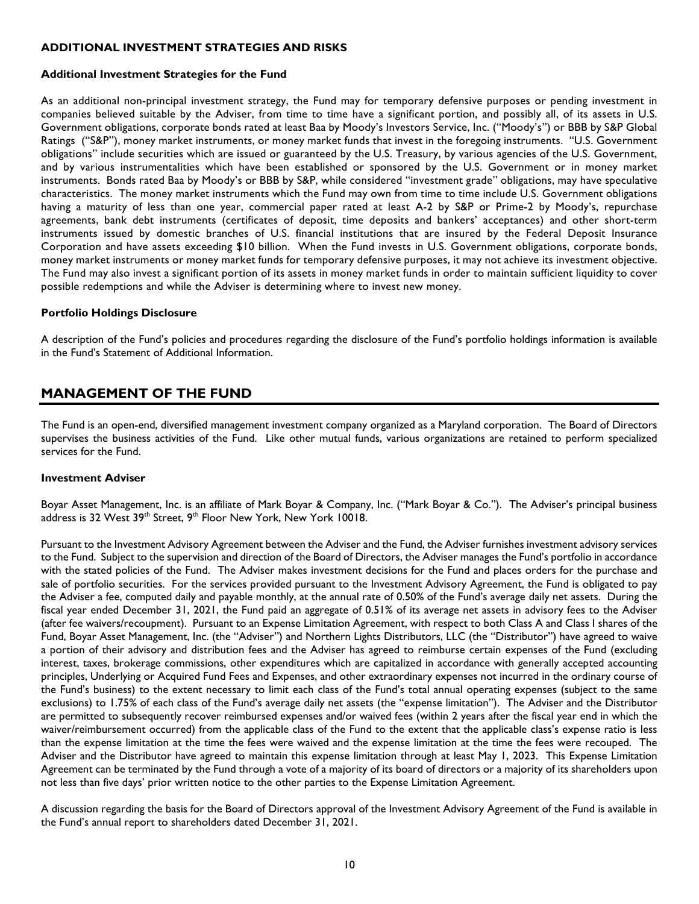### ADDITIONAL INVESTMENT STRATEGIES AND RISKS

#### Additional Investment Strategies for the Fund

As an additional non-principal investment strategy, the Fund may for temporary defensive purposes or pending investment in companies believed suitable by the Adviser, from time to time have a significant portion, and possibly all, of its assets in U.S. Government obligations, corporate bonds rated at least Baa by Moody's Investors Service, Inc. ("Moody's") or BBB by S&P Global Ratings ("S&P"), money market instruments, or money market funds that invest in the foregoing instruments. "U.S. Government obligations" include securities which are issued or guaranteed by the U.S. Treasury, by various agencies of the U.S. Government, and by various instrumentalities which have been established or sponsored by the U.S. Government or in money market instruments. Bonds rated Baa by Moody's or BBB by S&P, while considered "investment grade" obligations, may have speculative characteristics. The money market instruments which the Fund may own from time to time include U.S. Government obligations having a maturity of less than one year, commercial paper rated at least A-2 by S&P or Prime-2 by Moody's, repurchase agreements, bank debt instruments (certificates of deposit, time deposits and bankers' acceptances) and other short-term instruments issued by domestic branches of U.S. financial institutions that are insured by the Federal Deposit Insurance Corporation and have assets exceeding $10 billion. When the Fund invests in U.S. Government obligations, corporate bonds, money market instruments or money market funds for temporary defensive purposes, it may not achieve its investment objective. The Fund may also invest a significant portion of its assets in money market funds in order to maintain sufficient liquidity to cover possible redemptions and while the Adviser is determining where to invest new money.

#### Portfolio Holdings Disclosure

A description of the Fund's policies and procedures regarding the disclosure of the Fund's portfolio holdings information is available in the Fund's Statement of Additional Information.

## MANAGEMENT OF THE FUND

The Fund is an open-end, diversified management investment company organized as a Maryland corporation. The Board of Directors supervises the business activities of the Fund. Like other mutual funds, various organizations are retained to perform specialized services for the Fund.

#### Investment Adviser

Boyar Asset Management, Inc. is an affiliate of Mark Boyar & Company, Inc. ("Mark Boyar & Co."). The Adviser's principal business address is 32 West 39th Street, 9th Floor New York, New York 10018.

Pursuant to the Investment Advisory Agreement between the Adviser and the Fund, the Adviser furnishes investment advisory services to the Fund. Subject to the supervision and direction of the Board of Directors, the Adviser manages the Fund's portfolio in accordance with the stated policies of the Fund. The Adviser makes investment decisions for the Fund and places orders for the purchase and sale of portfolio securities. For the services provided pursuant to the Investment Advisory Agreement, the Fund is obligated to pay the Adviser a fee, computed daily and payable monthly, at the annual rate of 0.50% of the Fund's average daily net assets. During the fiscal year ended December 31, 2021, the Fund paid an aggregate of 0.51% of its average net assets in advisory fees to the Adviser (after fee waivers/recoupment). Pursuant to an Expense Limitation Agreement, with respect to both Class A and Class I shares of the Fund, Boyar Asset Management, Inc. (the "Adviser") and Northern Lights Distributors, LLC (the "Distributor") have agreed to waive a portion of their advisory and distribution fees and the Adviser has agreed to reimburse certain expenses of the Fund (excluding interest, taxes, brokerage commissions, other expenditures which are capitalized in accordance with generally accepted accounting principles, Underlying or Acquired Fund Fees and Expenses, and other extraordinary expenses not incurred in the ordinary course of the Fund's business) to the extent necessary to limit each class of the Fund's total annual operating expenses (subject to the same exclusions) to 1.75% of each class of the Fund's average daily net assets (the "expense limitation"). The Adviser and the Distributor are permitted to subsequently recover reimbursed expenses and/or waived fees (within 2 years after the fiscal year end in which the waiver/reimbursement occurred) from the applicable class of the Fund to the extent that the applicable class's expense ratio is less than the expense limitation at the time the fees were waived and the expense limitation at the time the fees were recouped. The Adviser and the Distributor have agreed to maintain this expense limitation through at least May 1, 2023. This Expense Limitation Agreement can be terminated by the Fund through a vote of a majority of its board of directors or a majority of its shareholders upon not less than five days' prior written notice to the other parties to the Expense Limitation Agreement.

A discussion regarding the basis for the Board of Directors approval of the Investment Advisory Agreement of the Fund is available in the Fund's annual report to shareholders dated December 31, 2021.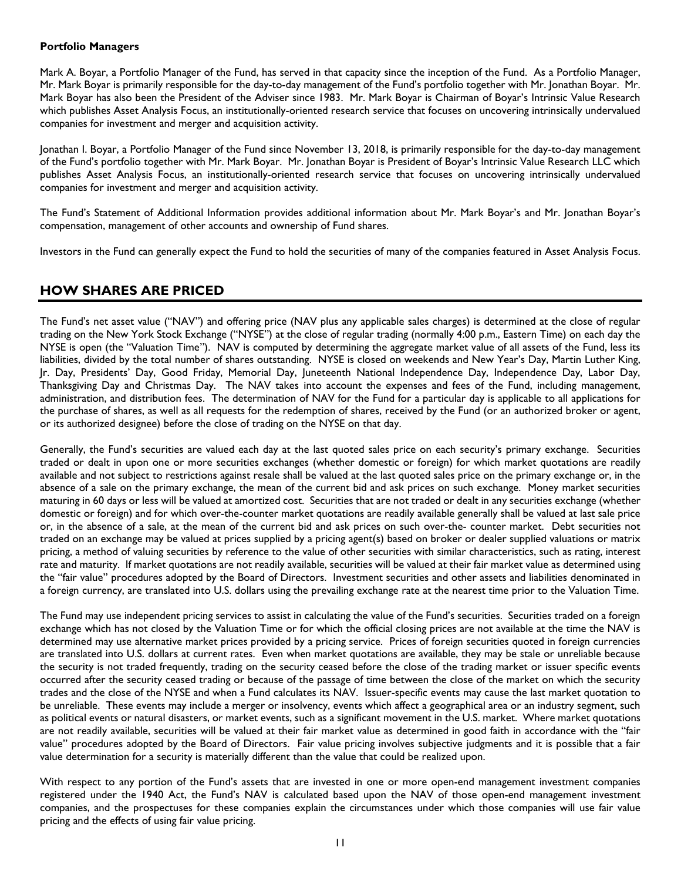**Portfolio Managers**

Mark A. Boyar, a Portfolio Manager of the Fund, has served in that capacity since the inception of the Fund. As a Portfolio Manager, Mr. Mark Boyar is primarily responsible for the day-to-day management of the Fund's portfolio together with Mr. Jonathan Boyar. Mr. Mark Boyar has also been the President of the Adviser since 1983. Mr. Mark Boyar is Chairman of Boyar's Intrinsic Value Research which publishes Asset Analysis Focus, an institutionally-oriented research service that focuses on uncovering intrinsically undervalued companies for investment and merger and acquisition activity.

Jonathan I. Boyar, a Portfolio Manager of the Fund since November 13, 2018, is primarily responsible for the day-to-day management of the Fund's portfolio together with Mr. Mark Boyar. Mr. Jonathan Boyar is President of Boyar's Intrinsic Value Research LLC which publishes Asset Analysis Focus, an institutionally-oriented research service that focuses on uncovering intrinsically undervalued companies for investment and merger and acquisition activity.

The Fund's Statement of Additional Information provides additional information about Mr. Mark Boyar's and Mr. Jonathan Boyar's compensation, management of other accounts and ownership of Fund shares.

Investors in the Fund can generally expect the Fund to hold the securities of many of the companies featured in Asset Analysis Focus.

## HOW SHARES ARE PRICED

The Fund's net asset value ("NAV") and offering price (NAV plus any applicable sales charges) is determined at the close of regular trading on the New York Stock Exchange ("NYSE") at the close of regular trading (normally 4:00 p.m., Eastern Time) on each day the NYSE is open (the "Valuation Time"). NAV is computed by determining the aggregate market value of all assets of the Fund, less its liabilities, divided by the total number of shares outstanding. NYSE is closed on weekends and New Year's Day, Martin Luther King, Jr. Day, Presidents' Day, Good Friday, Memorial Day, Juneteenth National Independence Day, Independence Day, Labor Day, Thanksgiving Day and Christmas Day. The NAV takes into account the expenses and fees of the Fund, including management, administration, and distribution fees. The determination of NAV for the Fund for a particular day is applicable to all applications for the purchase of shares, as well as all requests for the redemption of shares, received by the Fund (or an authorized broker or agent, or its authorized designee) before the close of trading on the NYSE on that day.

Generally, the Fund's securities are valued each day at the last quoted sales price on each security's primary exchange. Securities traded or dealt in upon one or more securities exchanges (whether domestic or foreign) for which market quotations are readily available and not subject to restrictions against resale shall be valued at the last quoted sales price on the primary exchange or, in the absence of a sale on the primary exchange, the mean of the current bid and ask prices on such exchange. Money market securities maturing in 60 days or less will be valued at amortized cost. Securities that are not traded or dealt in any securities exchange (whether domestic or foreign) and for which over-the-counter market quotations are readily available generally shall be valued at last sale price or, in the absence of a sale, at the mean of the current bid and ask prices on such over-the- counter market. Debt securities not traded on an exchange may be valued at prices supplied by a pricing agent(s) based on broker or dealer supplied valuations or matrix pricing, a method of valuing securities by reference to the value of other securities with similar characteristics, such as rating, interest rate and maturity. If market quotations are not readily available, securities will be valued at their fair market value as determined using the "fair value" procedures adopted by the Board of Directors. Investment securities and other assets and liabilities denominated in a foreign currency, are translated into U.S. dollars using the prevailing exchange rate at the nearest time prior to the Valuation Time.

The Fund may use independent pricing services to assist in calculating the value of the Fund's securities. Securities traded on a foreign exchange which has not closed by the Valuation Time or for which the official closing prices are not available at the time the NAV is determined may use alternative market prices provided by a pricing service. Prices of foreign securities quoted in foreign currencies are translated into U.S. dollars at current rates. Even when market quotations are available, they may be stale or unreliable because the security is not traded frequently, trading on the security ceased before the close of the trading market or issuer specific events occurred after the security ceased trading or because of the passage of time between the close of the market on which the security trades and the close of the NYSE and when a Fund calculates its NAV. Issuer-specific events may cause the last market quotation to be unreliable. These events may include a merger or insolvency, events which affect a geographical area or an industry segment, such as political events or natural disasters, or market events, such as a significant movement in the U.S. market. Where market quotations are not readily available, securities will be valued at their fair market value as determined in good faith in accordance with the "fair value" procedures adopted by the Board of Directors. Fair value pricing involves subjective judgments and it is possible that a fair value determination for a security is materially different than the value that could be realized upon.

With respect to any portion of the Fund's assets that are invested in one or more open-end management investment companies registered under the 1940 Act, the Fund's NAV is calculated based upon the NAV of those open-end management investment companies, and the prospectuses for these companies explain the circumstances under which those companies will use fair value pricing and the effects of using fair value pricing.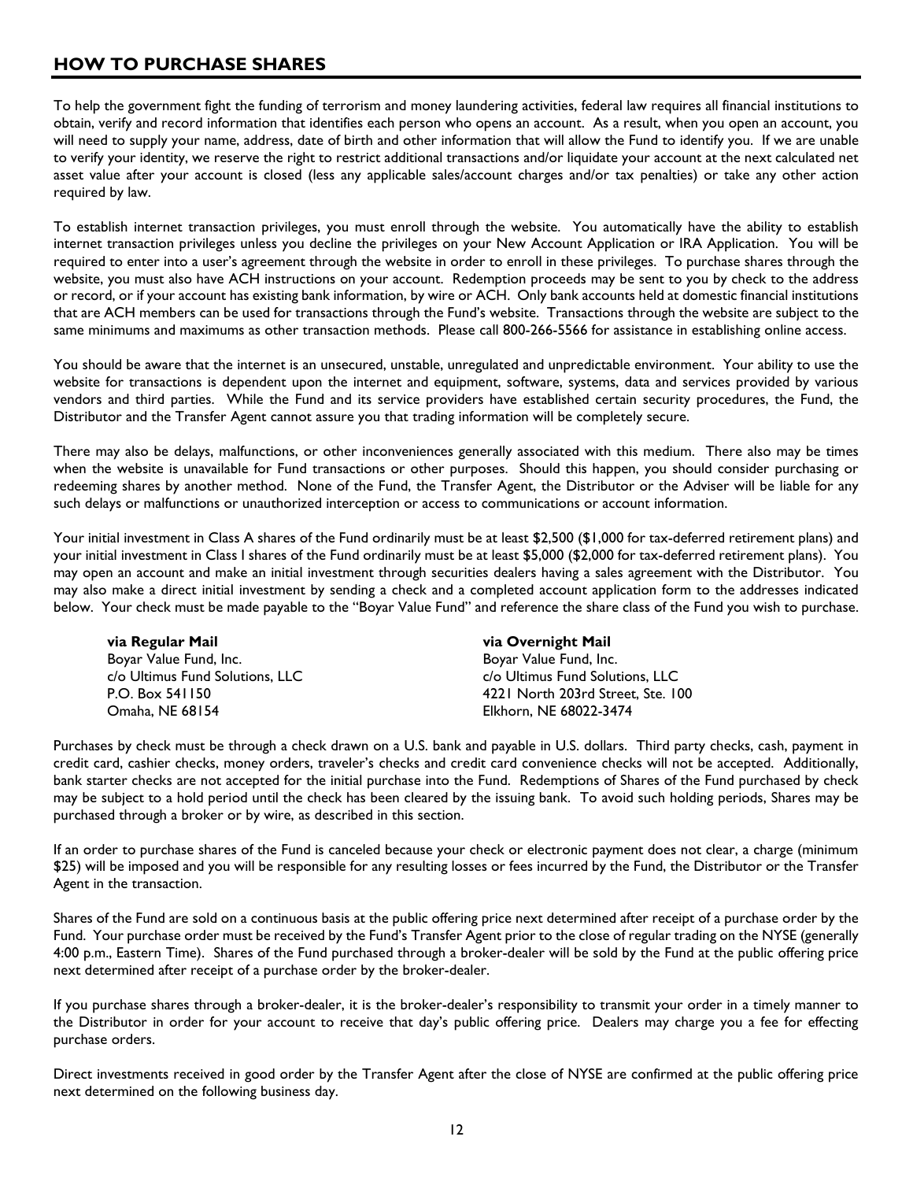## HOW TO PURCHASE SHARES

To help the government fight the funding of terrorism and money laundering activities, federal law requires all financial institutions to obtain, verify and record information that identifies each person who opens an account. As a result, when you open an account, you will need to supply your name, address, date of birth and other information that will allow the Fund to identify you. If we are unable to verify your identity, we reserve the right to restrict additional transactions and/or liquidate your account at the next calculated net asset value after your account is closed (less any applicable sales/account charges and/or tax penalties) or take any other action required by law.

To establish internet transaction privileges, you must enroll through the website. You automatically have the ability to establish internet transaction privileges unless you decline the privileges on your New Account Application or IRA Application. You will be required to enter into a user's agreement through the website in order to enroll in these privileges. To purchase shares through the website, you must also have ACH instructions on your account. Redemption proceeds may be sent to you by check to the address or record, or if your account has existing bank information, by wire or ACH. Only bank accounts held at domestic financial institutions that are ACH members can be used for transactions through the Fund's website. Transactions through the website are subject to the same minimums and maximums as other transaction methods. Please call 800-266-5566 for assistance in establishing online access.

You should be aware that the internet is an unsecured, unstable, unregulated and unpredictable environment. Your ability to use the website for transactions is dependent upon the internet and equipment, software, systems, data and services provided by various vendors and third parties. While the Fund and its service providers have established certain security procedures, the Fund, the Distributor and the Transfer Agent cannot assure you that trading information will be completely secure.

There may also be delays, malfunctions, or other inconveniences generally associated with this medium. There also may be times when the website is unavailable for Fund transactions or other purposes. Should this happen, you should consider purchasing or redeeming shares by another method. None of the Fund, the Transfer Agent, the Distributor or the Adviser will be liable for any such delays or malfunctions or unauthorized interception or access to communications or account information.

Your initial investment in Class A shares of the Fund ordinarily must be at least $2,500 ($1,000 for tax-deferred retirement plans) and your initial investment in Class I shares of the Fund ordinarily must be at least $5,000 ($2,000 for tax-deferred retirement plans). You may open an account and make an initial investment through securities dealers having a sales agreement with the Distributor. You may also make a direct initial investment by sending a check and a completed account application form to the addresses indicated below. Your check must be made payable to the "Boyar Value Fund" and reference the share class of the Fund you wish to purchase.

**via Regular Mail**
Boyar Value Fund, Inc.
c/o Ultimus Fund Solutions, LLC
P.O. Box 541150
Omaha, NE 68154

**via Overnight Mail**
Boyar Value Fund, Inc.
c/o Ultimus Fund Solutions, LLC
4221 North 203rd Street, Ste. 100
Elkhorn, NE 68022-3474

Purchases by check must be through a check drawn on a U.S. bank and payable in U.S. dollars. Third party checks, cash, payment in credit card, cashier checks, money orders, traveler's checks and credit card convenience checks will not be accepted. Additionally, bank starter checks are not accepted for the initial purchase into the Fund. Redemptions of Shares of the Fund purchased by check may be subject to a hold period until the check has been cleared by the issuing bank. To avoid such holding periods, Shares may be purchased through a broker or by wire, as described in this section.

If an order to purchase shares of the Fund is canceled because your check or electronic payment does not clear, a charge (minimum $25) will be imposed and you will be responsible for any resulting losses or fees incurred by the Fund, the Distributor or the Transfer Agent in the transaction.

Shares of the Fund are sold on a continuous basis at the public offering price next determined after receipt of a purchase order by the Fund. Your purchase order must be received by the Fund's Transfer Agent prior to the close of regular trading on the NYSE (generally 4:00 p.m., Eastern Time). Shares of the Fund purchased through a broker-dealer will be sold by the Fund at the public offering price next determined after receipt of a purchase order by the broker-dealer.

If you purchase shares through a broker-dealer, it is the broker-dealer's responsibility to transmit your order in a timely manner to the Distributor in order for your account to receive that day's public offering price. Dealers may charge you a fee for effecting purchase orders.

Direct investments received in good order by the Transfer Agent after the close of NYSE are confirmed at the public offering price next determined on the following business day.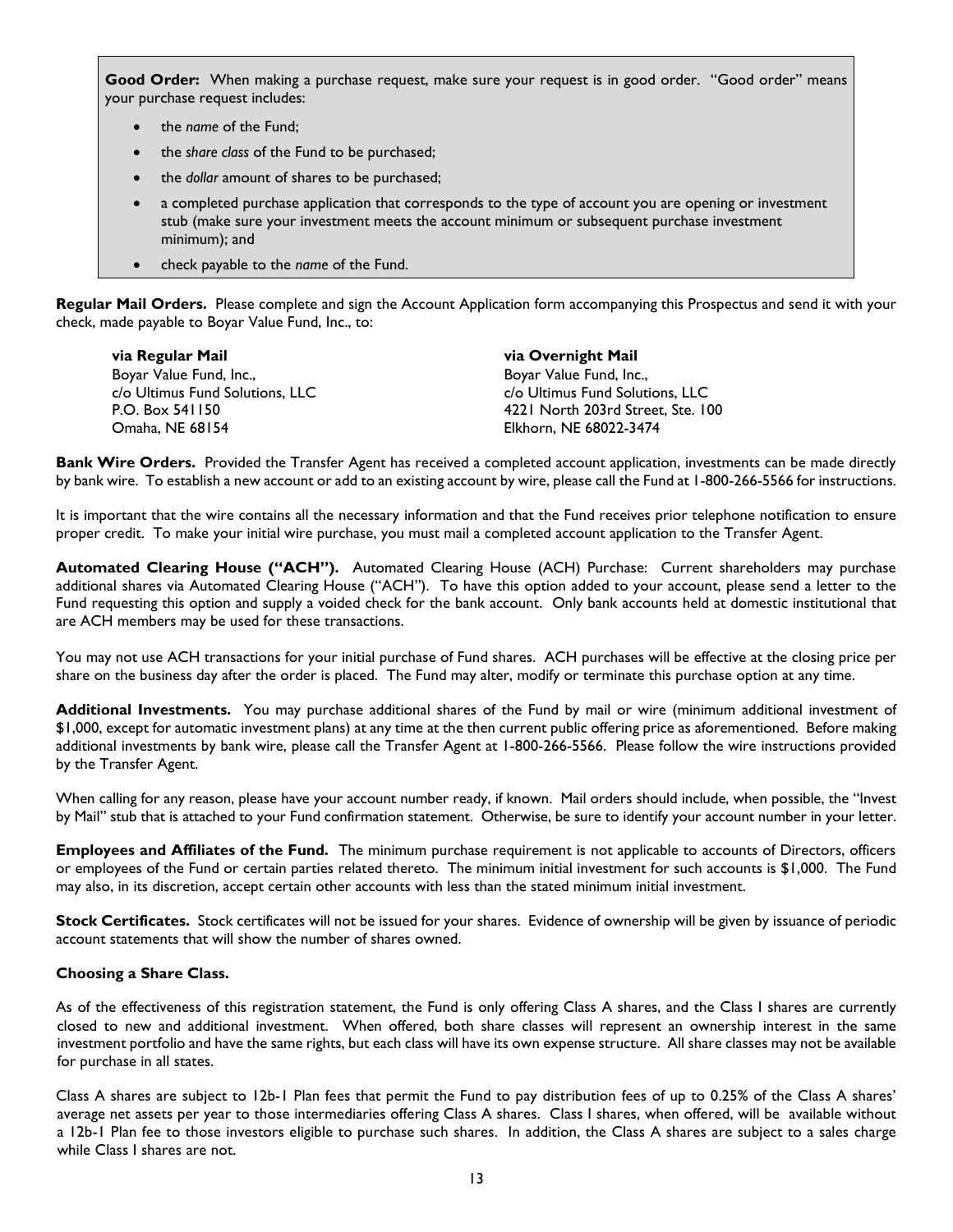**Good Order:** When making a purchase request, make sure your request is in good order. "Good order" means your purchase request includes:

- the *name* of the Fund;
- the *share class* of the Fund to be purchased;
- the *dollar* amount of shares to be purchased;
- a completed purchase application that corresponds to the type of account you are opening or investment stub (make sure your investment meets the account minimum or subsequent purchase investment minimum); and
- check payable to the *name* of the Fund.

**Regular Mail Orders.** Please complete and sign the Account Application form accompanying this Prospectus and send it with your check, made payable to Boyar Value Fund, Inc., to:

**via Regular Mail**
Boyar Value Fund, Inc.,
c/o Ultimus Fund Solutions, LLC
P.O. Box 541150
Omaha, NE 68154

**via Overnight Mail**
Boyar Value Fund, Inc.,
c/o Ultimus Fund Solutions, LLC
4221 North 203rd Street, Ste. 100
Elkhorn, NE 68022-3474

**Bank Wire Orders.** Provided the Transfer Agent has received a completed account application, investments can be made directly by bank wire. To establish a new account or add to an existing account by wire, please call the Fund at 1-800-266-5566 for instructions.

It is important that the wire contains all the necessary information and that the Fund receives prior telephone notification to ensure proper credit. To make your initial wire purchase, you must mail a completed account application to the Transfer Agent.

**Automated Clearing House ("ACH").** Automated Clearing House (ACH) Purchase: Current shareholders may purchase additional shares via Automated Clearing House ("ACH"). To have this option added to your account, please send a letter to the Fund requesting this option and supply a voided check for the bank account. Only bank accounts held at domestic institutional that are ACH members may be used for these transactions.

You may not use ACH transactions for your initial purchase of Fund shares. ACH purchases will be effective at the closing price per share on the business day after the order is placed. The Fund may alter, modify or terminate this purchase option at any time.

**Additional Investments.** You may purchase additional shares of the Fund by mail or wire (minimum additional investment of $1,000, except for automatic investment plans) at any time at the then current public offering price as aforementioned. Before making additional investments by bank wire, please call the Transfer Agent at 1-800-266-5566. Please follow the wire instructions provided by the Transfer Agent.

When calling for any reason, please have your account number ready, if known. Mail orders should include, when possible, the "Invest by Mail" stub that is attached to your Fund confirmation statement. Otherwise, be sure to identify your account number in your letter.

**Employees and Affiliates of the Fund.** The minimum purchase requirement is not applicable to accounts of Directors, officers or employees of the Fund or certain parties related thereto. The minimum initial investment for such accounts is $1,000. The Fund may also, in its discretion, accept certain other accounts with less than the stated minimum initial investment.

**Stock Certificates.** Stock certificates will not be issued for your shares. Evidence of ownership will be given by issuance of periodic account statements that will show the number of shares owned.

**Choosing a Share Class.**

As of the effectiveness of this registration statement, the Fund is only offering Class A shares, and the Class I shares are currently closed to new and additional investment. When offered, both share classes will represent an ownership interest in the same investment portfolio and have the same rights, but each class will have its own expense structure. All share classes may not be available for purchase in all states.

Class A shares are subject to 12b-1 Plan fees that permit the Fund to pay distribution fees of up to 0.25% of the Class A shares' average net assets per year to those intermediaries offering Class A shares. Class I shares, when offered, will be available without a 12b-1 Plan fee to those investors eligible to purchase such shares. In addition, the Class A shares are subject to a sales charge while Class I shares are not.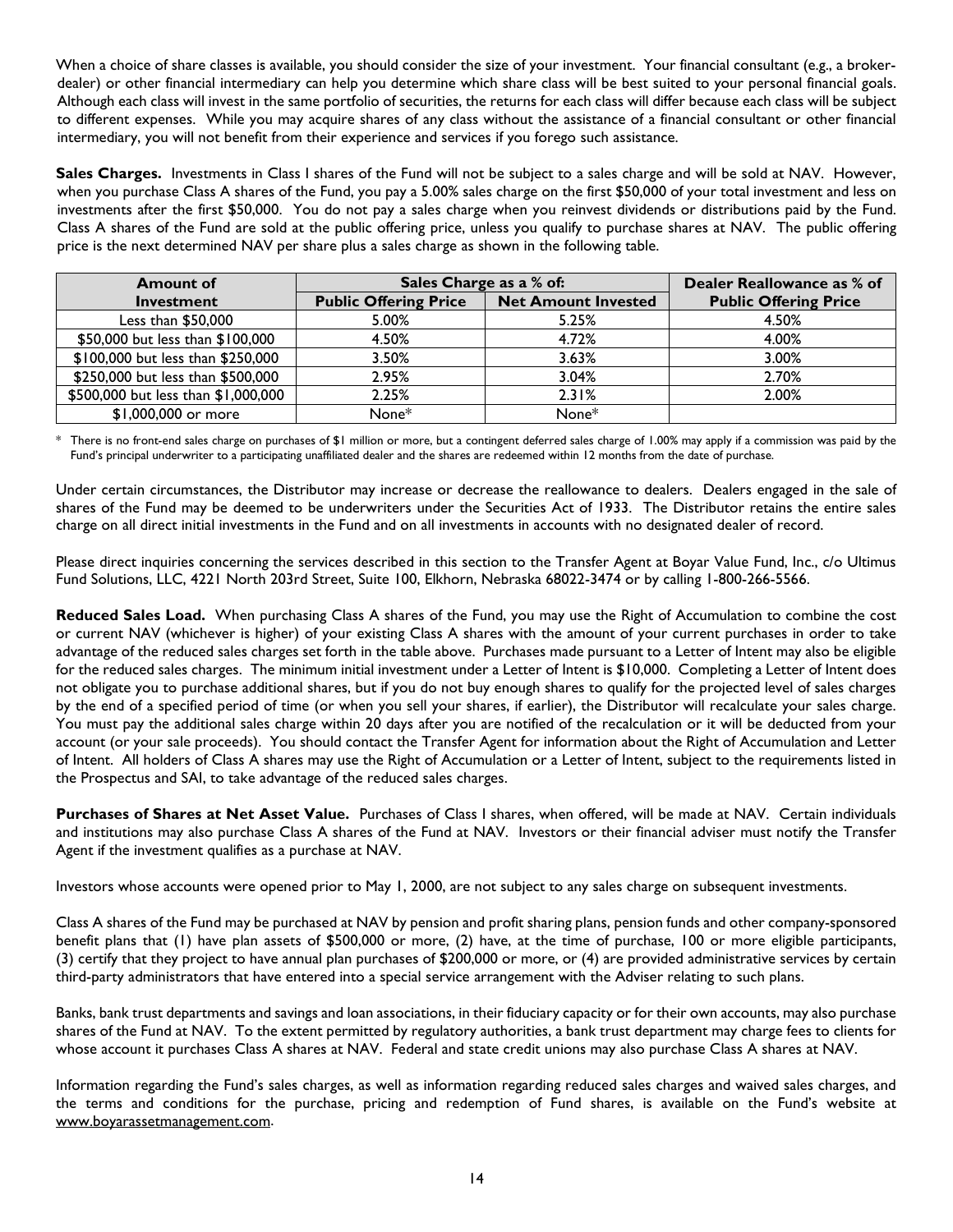When a choice of share classes is available, you should consider the size of your investment. Your financial consultant (e.g., a broker-dealer) or other financial intermediary can help you determine which share class will be best suited to your personal financial goals. Although each class will invest in the same portfolio of securities, the returns for each class will differ because each class will be subject to different expenses. While you may acquire shares of any class without the assistance of a financial consultant or other financial intermediary, you will not benefit from their experience and services if you forego such assistance.

**Sales Charges.** Investments in Class I shares of the Fund will not be subject to a sales charge and will be sold at NAV. However, when you purchase Class A shares of the Fund, you pay a 5.00% sales charge on the first $50,000 of your total investment and less on investments after the first $50,000. You do not pay a sales charge when you reinvest dividends or distributions paid by the Fund. Class A shares of the Fund are sold at the public offering price, unless you qualify to purchase shares at NAV. The public offering price is the next determined NAV per share plus a sales charge as shown in the following table.

| Amount of Investment | Sales Charge as a % of: | | Dealer Reallowance as % of Public Offering Price |
|---|---|---|---|
| | Public Offering Price | Net Amount Invested | |
| Less than $50,000 | 5.00% | 5.25% | 4.50% |
| $50,000 but less than $100,000 | 4.50% | 4.72% | 4.00% |
| $100,000 but less than $250,000 | 3.50% | 3.63% | 3.00% |
| $250,000 but less than $500,000 | 2.95% | 3.04% | 2.70% |
| $500,000 but less than $1,000,000 | 2.25% | 2.31% | 2.00% |
| $1,000,000 or more | None* | None* | |

\* There is no front-end sales charge on purchases of $1 million or more, but a contingent deferred sales charge of 1.00% may apply if a commission was paid by the Fund's principal underwriter to a participating unaffiliated dealer and the shares are redeemed within 12 months from the date of purchase.

Under certain circumstances, the Distributor may increase or decrease the reallowance to dealers. Dealers engaged in the sale of shares of the Fund may be deemed to be underwriters under the Securities Act of 1933. The Distributor retains the entire sales charge on all direct initial investments in the Fund and on all investments in accounts with no designated dealer of record.

Please direct inquiries concerning the services described in this section to the Transfer Agent at Boyar Value Fund, Inc., c/o Ultimus Fund Solutions, LLC, 4221 North 203rd Street, Suite 100, Elkhorn, Nebraska 68022-3474 or by calling 1-800-266-5566.

**Reduced Sales Load.** When purchasing Class A shares of the Fund, you may use the Right of Accumulation to combine the cost or current NAV (whichever is higher) of your existing Class A shares with the amount of your current purchases in order to take advantage of the reduced sales charges set forth in the table above. Purchases made pursuant to a Letter of Intent may also be eligible for the reduced sales charges. The minimum initial investment under a Letter of Intent is $10,000. Completing a Letter of Intent does not obligate you to purchase additional shares, but if you do not buy enough shares to qualify for the projected level of sales charges by the end of a specified period of time (or when you sell your shares, if earlier), the Distributor will recalculate your sales charge. You must pay the additional sales charge within 20 days after you are notified of the recalculation or it will be deducted from your account (or your sale proceeds). You should contact the Transfer Agent for information about the Right of Accumulation and Letter of Intent. All holders of Class A shares may use the Right of Accumulation or a Letter of Intent, subject to the requirements listed in the Prospectus and SAI, to take advantage of the reduced sales charges.

**Purchases of Shares at Net Asset Value.** Purchases of Class I shares, when offered, will be made at NAV. Certain individuals and institutions may also purchase Class A shares of the Fund at NAV. Investors or their financial adviser must notify the Transfer Agent if the investment qualifies as a purchase at NAV.

Investors whose accounts were opened prior to May 1, 2000, are not subject to any sales charge on subsequent investments.

Class A shares of the Fund may be purchased at NAV by pension and profit sharing plans, pension funds and other company-sponsored benefit plans that (1) have plan assets of $500,000 or more, (2) have, at the time of purchase, 100 or more eligible participants, (3) certify that they project to have annual plan purchases of $200,000 or more, or (4) are provided administrative services by certain third-party administrators that have entered into a special service arrangement with the Adviser relating to such plans.

Banks, bank trust departments and savings and loan associations, in their fiduciary capacity or for their own accounts, may also purchase shares of the Fund at NAV. To the extent permitted by regulatory authorities, a bank trust department may charge fees to clients for whose account it purchases Class A shares at NAV. Federal and state credit unions may also purchase Class A shares at NAV.

Information regarding the Fund's sales charges, as well as information regarding reduced sales charges and waived sales charges, and the terms and conditions for the purchase, pricing and redemption of Fund shares, is available on the Fund's website at www.boyarassetmanagement.com.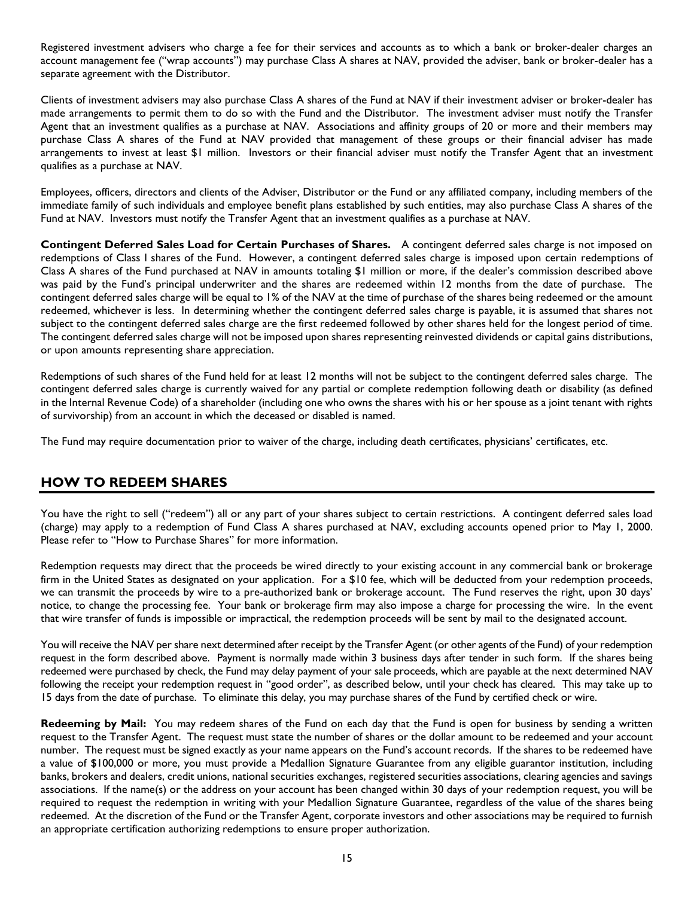Registered investment advisers who charge a fee for their services and accounts as to which a bank or broker-dealer charges an account management fee ("wrap accounts") may purchase Class A shares at NAV, provided the adviser, bank or broker-dealer has a separate agreement with the Distributor.

Clients of investment advisers may also purchase Class A shares of the Fund at NAV if their investment adviser or broker-dealer has made arrangements to permit them to do so with the Fund and the Distributor. The investment adviser must notify the Transfer Agent that an investment qualifies as a purchase at NAV. Associations and affinity groups of 20 or more and their members may purchase Class A shares of the Fund at NAV provided that management of these groups or their financial adviser has made arrangements to invest at least $1 million. Investors or their financial adviser must notify the Transfer Agent that an investment qualifies as a purchase at NAV.

Employees, officers, directors and clients of the Adviser, Distributor or the Fund or any affiliated company, including members of the immediate family of such individuals and employee benefit plans established by such entities, may also purchase Class A shares of the Fund at NAV. Investors must notify the Transfer Agent that an investment qualifies as a purchase at NAV.

**Contingent Deferred Sales Load for Certain Purchases of Shares.** A contingent deferred sales charge is not imposed on redemptions of Class I shares of the Fund. However, a contingent deferred sales charge is imposed upon certain redemptions of Class A shares of the Fund purchased at NAV in amounts totaling $1 million or more, if the dealer's commission described above was paid by the Fund's principal underwriter and the shares are redeemed within 12 months from the date of purchase. The contingent deferred sales charge will be equal to 1% of the NAV at the time of purchase of the shares being redeemed or the amount redeemed, whichever is less. In determining whether the contingent deferred sales charge is payable, it is assumed that shares not subject to the contingent deferred sales charge are the first redeemed followed by other shares held for the longest period of time. The contingent deferred sales charge will not be imposed upon shares representing reinvested dividends or capital gains distributions, or upon amounts representing share appreciation.

Redemptions of such shares of the Fund held for at least 12 months will not be subject to the contingent deferred sales charge. The contingent deferred sales charge is currently waived for any partial or complete redemption following death or disability (as defined in the Internal Revenue Code) of a shareholder (including one who owns the shares with his or her spouse as a joint tenant with rights of survivorship) from an account in which the deceased or disabled is named.

The Fund may require documentation prior to waiver of the charge, including death certificates, physicians' certificates, etc.

## HOW TO REDEEM SHARES

You have the right to sell ("redeem") all or any part of your shares subject to certain restrictions. A contingent deferred sales load (charge) may apply to a redemption of Fund Class A shares purchased at NAV, excluding accounts opened prior to May 1, 2000. Please refer to "How to Purchase Shares" for more information.

Redemption requests may direct that the proceeds be wired directly to your existing account in any commercial bank or brokerage firm in the United States as designated on your application. For a $10 fee, which will be deducted from your redemption proceeds, we can transmit the proceeds by wire to a pre-authorized bank or brokerage account. The Fund reserves the right, upon 30 days' notice, to change the processing fee. Your bank or brokerage firm may also impose a charge for processing the wire. In the event that wire transfer of funds is impossible or impractical, the redemption proceeds will be sent by mail to the designated account.

You will receive the NAV per share next determined after receipt by the Transfer Agent (or other agents of the Fund) of your redemption request in the form described above. Payment is normally made within 3 business days after tender in such form. If the shares being redeemed were purchased by check, the Fund may delay payment of your sale proceeds, which are payable at the next determined NAV following the receipt your redemption request in "good order", as described below, until your check has cleared. This may take up to 15 days from the date of purchase. To eliminate this delay, you may purchase shares of the Fund by certified check or wire.

**Redeeming by Mail:** You may redeem shares of the Fund on each day that the Fund is open for business by sending a written request to the Transfer Agent. The request must state the number of shares or the dollar amount to be redeemed and your account number. The request must be signed exactly as your name appears on the Fund's account records. If the shares to be redeemed have a value of $100,000 or more, you must provide a Medallion Signature Guarantee from any eligible guarantor institution, including banks, brokers and dealers, credit unions, national securities exchanges, registered securities associations, clearing agencies and savings associations. If the name(s) or the address on your account has been changed within 30 days of your redemption request, you will be required to request the redemption in writing with your Medallion Signature Guarantee, regardless of the value of the shares being redeemed. At the discretion of the Fund or the Transfer Agent, corporate investors and other associations may be required to furnish an appropriate certification authorizing redemptions to ensure proper authorization.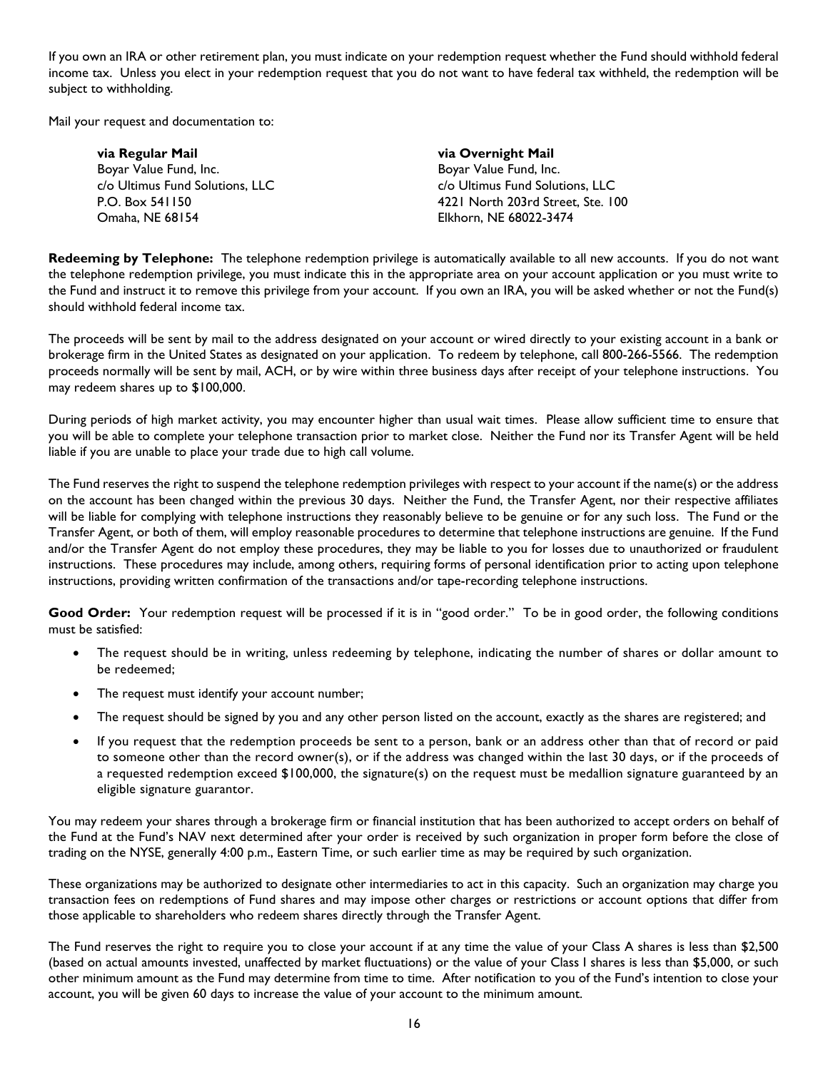If you own an IRA or other retirement plan, you must indicate on your redemption request whether the Fund should withhold federal income tax. Unless you elect in your redemption request that you do not want to have federal tax withheld, the redemption will be subject to withholding.

Mail your request and documentation to:

**via Regular Mail**
Boyar Value Fund, Inc.
c/o Ultimus Fund Solutions, LLC
P.O. Box 541150
Omaha, NE 68154

**via Overnight Mail**
Boyar Value Fund, Inc.
c/o Ultimus Fund Solutions, LLC
4221 North 203rd Street, Ste. 100
Elkhorn, NE 68022-3474

**Redeeming by Telephone:** The telephone redemption privilege is automatically available to all new accounts. If you do not want the telephone redemption privilege, you must indicate this in the appropriate area on your account application or you must write to the Fund and instruct it to remove this privilege from your account. If you own an IRA, you will be asked whether or not the Fund(s) should withhold federal income tax.

The proceeds will be sent by mail to the address designated on your account or wired directly to your existing account in a bank or brokerage firm in the United States as designated on your application. To redeem by telephone, call 800-266-5566. The redemption proceeds normally will be sent by mail, ACH, or by wire within three business days after receipt of your telephone instructions. You may redeem shares up to $100,000.

During periods of high market activity, you may encounter higher than usual wait times. Please allow sufficient time to ensure that you will be able to complete your telephone transaction prior to market close. Neither the Fund nor its Transfer Agent will be held liable if you are unable to place your trade due to high call volume.

The Fund reserves the right to suspend the telephone redemption privileges with respect to your account if the name(s) or the address on the account has been changed within the previous 30 days. Neither the Fund, the Transfer Agent, nor their respective affiliates will be liable for complying with telephone instructions they reasonably believe to be genuine or for any such loss. The Fund or the Transfer Agent, or both of them, will employ reasonable procedures to determine that telephone instructions are genuine. If the Fund and/or the Transfer Agent do not employ these procedures, they may be liable to you for losses due to unauthorized or fraudulent instructions. These procedures may include, among others, requiring forms of personal identification prior to acting upon telephone instructions, providing written confirmation of the transactions and/or tape-recording telephone instructions.

**Good Order:** Your redemption request will be processed if it is in "good order." To be in good order, the following conditions must be satisfied:

- The request should be in writing, unless redeeming by telephone, indicating the number of shares or dollar amount to be redeemed;
- The request must identify your account number;
- The request should be signed by you and any other person listed on the account, exactly as the shares are registered; and
- If you request that the redemption proceeds be sent to a person, bank or an address other than that of record or paid to someone other than the record owner(s), or if the address was changed within the last 30 days, or if the proceeds of a requested redemption exceed $100,000, the signature(s) on the request must be medallion signature guaranteed by an eligible signature guarantor.

You may redeem your shares through a brokerage firm or financial institution that has been authorized to accept orders on behalf of the Fund at the Fund's NAV next determined after your order is received by such organization in proper form before the close of trading on the NYSE, generally 4:00 p.m., Eastern Time, or such earlier time as may be required by such organization.

These organizations may be authorized to designate other intermediaries to act in this capacity. Such an organization may charge you transaction fees on redemptions of Fund shares and may impose other charges or restrictions or account options that differ from those applicable to shareholders who redeem shares directly through the Transfer Agent.

The Fund reserves the right to require you to close your account if at any time the value of your Class A shares is less than $2,500 (based on actual amounts invested, unaffected by market fluctuations) or the value of your Class I shares is less than $5,000, or such other minimum amount as the Fund may determine from time to time. After notification to you of the Fund's intention to close your account, you will be given 60 days to increase the value of your account to the minimum amount.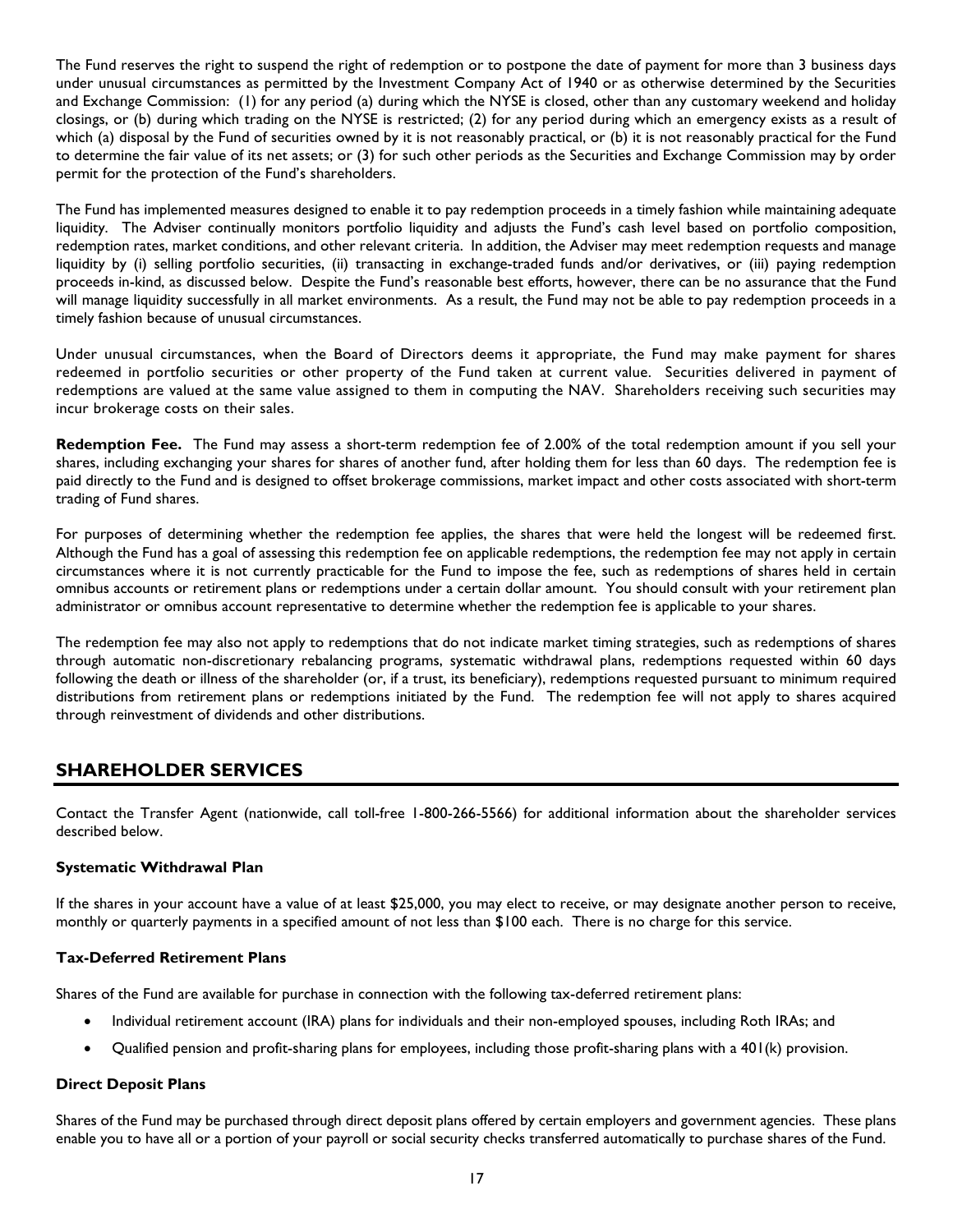The Fund reserves the right to suspend the right of redemption or to postpone the date of payment for more than 3 business days under unusual circumstances as permitted by the Investment Company Act of 1940 or as otherwise determined by the Securities and Exchange Commission: (1) for any period (a) during which the NYSE is closed, other than any customary weekend and holiday closings, or (b) during which trading on the NYSE is restricted; (2) for any period during which an emergency exists as a result of which (a) disposal by the Fund of securities owned by it is not reasonably practical, or (b) it is not reasonably practical for the Fund to determine the fair value of its net assets; or (3) for such other periods as the Securities and Exchange Commission may by order permit for the protection of the Fund's shareholders.

The Fund has implemented measures designed to enable it to pay redemption proceeds in a timely fashion while maintaining adequate liquidity. The Adviser continually monitors portfolio liquidity and adjusts the Fund's cash level based on portfolio composition, redemption rates, market conditions, and other relevant criteria. In addition, the Adviser may meet redemption requests and manage liquidity by (i) selling portfolio securities, (ii) transacting in exchange-traded funds and/or derivatives, or (iii) paying redemption proceeds in-kind, as discussed below. Despite the Fund's reasonable best efforts, however, there can be no assurance that the Fund will manage liquidity successfully in all market environments. As a result, the Fund may not be able to pay redemption proceeds in a timely fashion because of unusual circumstances.

Under unusual circumstances, when the Board of Directors deems it appropriate, the Fund may make payment for shares redeemed in portfolio securities or other property of the Fund taken at current value. Securities delivered in payment of redemptions are valued at the same value assigned to them in computing the NAV. Shareholders receiving such securities may incur brokerage costs on their sales.

**Redemption Fee.** The Fund may assess a short-term redemption fee of 2.00% of the total redemption amount if you sell your shares, including exchanging your shares for shares of another fund, after holding them for less than 60 days. The redemption fee is paid directly to the Fund and is designed to offset brokerage commissions, market impact and other costs associated with short-term trading of Fund shares.

For purposes of determining whether the redemption fee applies, the shares that were held the longest will be redeemed first. Although the Fund has a goal of assessing this redemption fee on applicable redemptions, the redemption fee may not apply in certain circumstances where it is not currently practicable for the Fund to impose the fee, such as redemptions of shares held in certain omnibus accounts or retirement plans or redemptions under a certain dollar amount. You should consult with your retirement plan administrator or omnibus account representative to determine whether the redemption fee is applicable to your shares.

The redemption fee may also not apply to redemptions that do not indicate market timing strategies, such as redemptions of shares through automatic non-discretionary rebalancing programs, systematic withdrawal plans, redemptions requested within 60 days following the death or illness of the shareholder (or, if a trust, its beneficiary), redemptions requested pursuant to minimum required distributions from retirement plans or redemptions initiated by the Fund. The redemption fee will not apply to shares acquired through reinvestment of dividends and other distributions.

## SHAREHOLDER SERVICES

Contact the Transfer Agent (nationwide, call toll-free 1-800-266-5566) for additional information about the shareholder services described below.

### Systematic Withdrawal Plan

If the shares in your account have a value of at least $25,000, you may elect to receive, or may designate another person to receive, monthly or quarterly payments in a specified amount of not less than $100 each. There is no charge for this service.

### Tax-Deferred Retirement Plans

Shares of the Fund are available for purchase in connection with the following tax-deferred retirement plans:

- Individual retirement account (IRA) plans for individuals and their non-employed spouses, including Roth IRAs; and
- Qualified pension and profit-sharing plans for employees, including those profit-sharing plans with a 401(k) provision.

### Direct Deposit Plans

Shares of the Fund may be purchased through direct deposit plans offered by certain employers and government agencies. These plans enable you to have all or a portion of your payroll or social security checks transferred automatically to purchase shares of the Fund.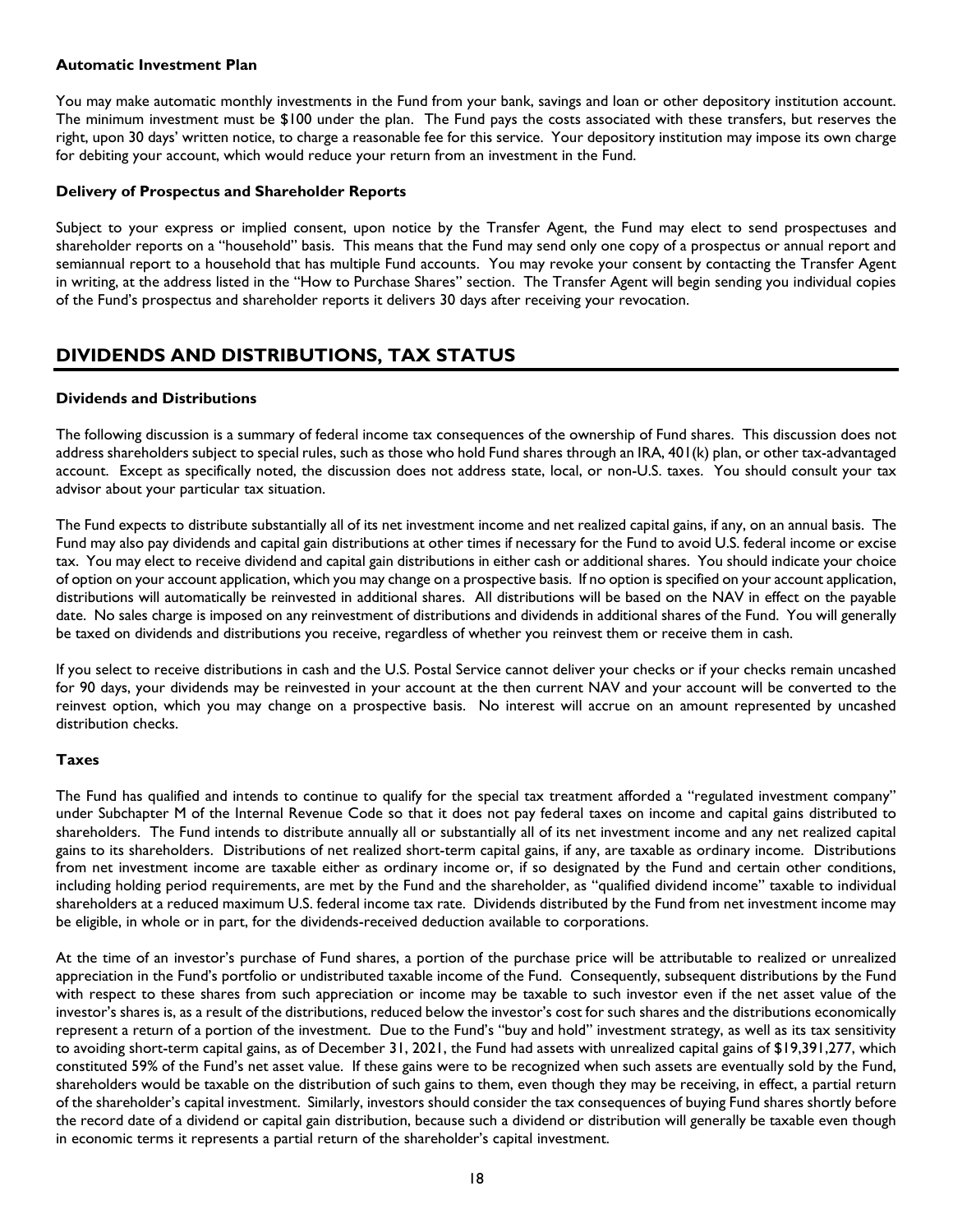**Automatic Investment Plan**

You may make automatic monthly investments in the Fund from your bank, savings and loan or other depository institution account. The minimum investment must be $100 under the plan. The Fund pays the costs associated with these transfers, but reserves the right, upon 30 days' written notice, to charge a reasonable fee for this service. Your depository institution may impose its own charge for debiting your account, which would reduce your return from an investment in the Fund.

**Delivery of Prospectus and Shareholder Reports**

Subject to your express or implied consent, upon notice by the Transfer Agent, the Fund may elect to send prospectuses and shareholder reports on a "household" basis. This means that the Fund may send only one copy of a prospectus or annual report and semiannual report to a household that has multiple Fund accounts. You may revoke your consent by contacting the Transfer Agent in writing, at the address listed in the "How to Purchase Shares" section. The Transfer Agent will begin sending you individual copies of the Fund's prospectus and shareholder reports it delivers 30 days after receiving your revocation.

## DIVIDENDS AND DISTRIBUTIONS, TAX STATUS

**Dividends and Distributions**

The following discussion is a summary of federal income tax consequences of the ownership of Fund shares. This discussion does not address shareholders subject to special rules, such as those who hold Fund shares through an IRA, 401(k) plan, or other tax-advantaged account. Except as specifically noted, the discussion does not address state, local, or non-U.S. taxes. You should consult your tax advisor about your particular tax situation.

The Fund expects to distribute substantially all of its net investment income and net realized capital gains, if any, on an annual basis. The Fund may also pay dividends and capital gain distributions at other times if necessary for the Fund to avoid U.S. federal income or excise tax. You may elect to receive dividend and capital gain distributions in either cash or additional shares. You should indicate your choice of option on your account application, which you may change on a prospective basis. If no option is specified on your account application, distributions will automatically be reinvested in additional shares. All distributions will be based on the NAV in effect on the payable date. No sales charge is imposed on any reinvestment of distributions and dividends in additional shares of the Fund. You will generally be taxed on dividends and distributions you receive, regardless of whether you reinvest them or receive them in cash.

If you select to receive distributions in cash and the U.S. Postal Service cannot deliver your checks or if your checks remain uncashed for 90 days, your dividends may be reinvested in your account at the then current NAV and your account will be converted to the reinvest option, which you may change on a prospective basis. No interest will accrue on an amount represented by uncashed distribution checks.

**Taxes**

The Fund has qualified and intends to continue to qualify for the special tax treatment afforded a "regulated investment company" under Subchapter M of the Internal Revenue Code so that it does not pay federal taxes on income and capital gains distributed to shareholders. The Fund intends to distribute annually all or substantially all of its net investment income and any net realized capital gains to its shareholders. Distributions of net realized short-term capital gains, if any, are taxable as ordinary income. Distributions from net investment income are taxable either as ordinary income or, if so designated by the Fund and certain other conditions, including holding period requirements, are met by the Fund and the shareholder, as "qualified dividend income" taxable to individual shareholders at a reduced maximum U.S. federal income tax rate. Dividends distributed by the Fund from net investment income may be eligible, in whole or in part, for the dividends-received deduction available to corporations.

At the time of an investor's purchase of Fund shares, a portion of the purchase price will be attributable to realized or unrealized appreciation in the Fund's portfolio or undistributed taxable income of the Fund. Consequently, subsequent distributions by the Fund with respect to these shares from such appreciation or income may be taxable to such investor even if the net asset value of the investor's shares is, as a result of the distributions, reduced below the investor's cost for such shares and the distributions economically represent a return of a portion of the investment. Due to the Fund's "buy and hold" investment strategy, as well as its tax sensitivity to avoiding short-term capital gains, as of December 31, 2021, the Fund had assets with unrealized capital gains of $19,391,277, which constituted 59% of the Fund's net asset value. If these gains were to be recognized when such assets are eventually sold by the Fund, shareholders would be taxable on the distribution of such gains to them, even though they may be receiving, in effect, a partial return of the shareholder's capital investment. Similarly, investors should consider the tax consequences of buying Fund shares shortly before the record date of a dividend or capital gain distribution, because such a dividend or distribution will generally be taxable even though in economic terms it represents a partial return of the shareholder's capital investment.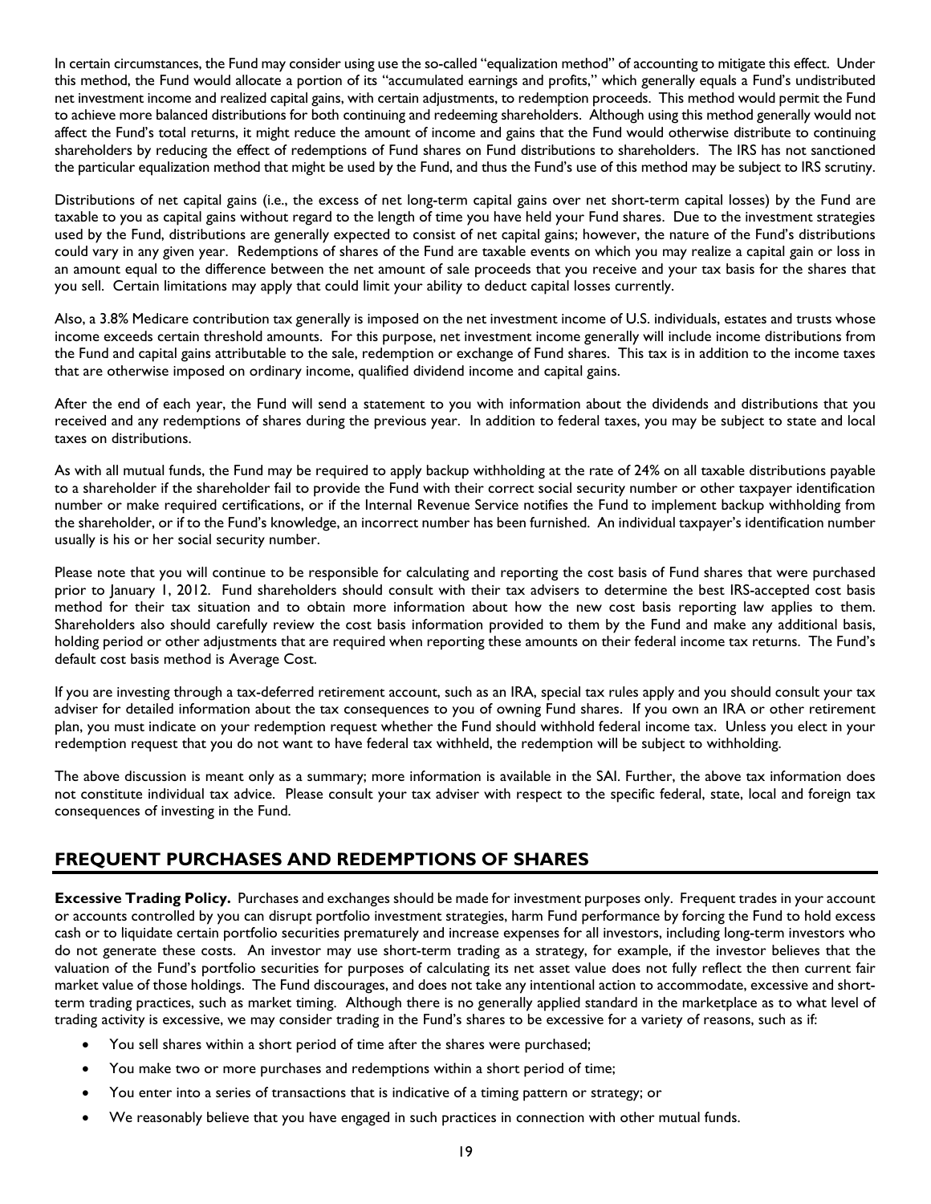In certain circumstances, the Fund may consider using use the so-called "equalization method" of accounting to mitigate this effect. Under this method, the Fund would allocate a portion of its "accumulated earnings and profits," which generally equals a Fund's undistributed net investment income and realized capital gains, with certain adjustments, to redemption proceeds. This method would permit the Fund to achieve more balanced distributions for both continuing and redeeming shareholders. Although using this method generally would not affect the Fund's total returns, it might reduce the amount of income and gains that the Fund would otherwise distribute to continuing shareholders by reducing the effect of redemptions of Fund shares on Fund distributions to shareholders. The IRS has not sanctioned the particular equalization method that might be used by the Fund, and thus the Fund's use of this method may be subject to IRS scrutiny.

Distributions of net capital gains (i.e., the excess of net long-term capital gains over net short-term capital losses) by the Fund are taxable to you as capital gains without regard to the length of time you have held your Fund shares. Due to the investment strategies used by the Fund, distributions are generally expected to consist of net capital gains; however, the nature of the Fund's distributions could vary in any given year. Redemptions of shares of the Fund are taxable events on which you may realize a capital gain or loss in an amount equal to the difference between the net amount of sale proceeds that you receive and your tax basis for the shares that you sell. Certain limitations may apply that could limit your ability to deduct capital losses currently.

Also, a 3.8% Medicare contribution tax generally is imposed on the net investment income of U.S. individuals, estates and trusts whose income exceeds certain threshold amounts. For this purpose, net investment income generally will include income distributions from the Fund and capital gains attributable to the sale, redemption or exchange of Fund shares. This tax is in addition to the income taxes that are otherwise imposed on ordinary income, qualified dividend income and capital gains.

After the end of each year, the Fund will send a statement to you with information about the dividends and distributions that you received and any redemptions of shares during the previous year. In addition to federal taxes, you may be subject to state and local taxes on distributions.

As with all mutual funds, the Fund may be required to apply backup withholding at the rate of 24% on all taxable distributions payable to a shareholder if the shareholder fail to provide the Fund with their correct social security number or other taxpayer identification number or make required certifications, or if the Internal Revenue Service notifies the Fund to implement backup withholding from the shareholder, or if to the Fund's knowledge, an incorrect number has been furnished. An individual taxpayer's identification number usually is his or her social security number.

Please note that you will continue to be responsible for calculating and reporting the cost basis of Fund shares that were purchased prior to January 1, 2012. Fund shareholders should consult with their tax advisers to determine the best IRS-accepted cost basis method for their tax situation and to obtain more information about how the new cost basis reporting law applies to them. Shareholders also should carefully review the cost basis information provided to them by the Fund and make any additional basis, holding period or other adjustments that are required when reporting these amounts on their federal income tax returns. The Fund's default cost basis method is Average Cost.

If you are investing through a tax-deferred retirement account, such as an IRA, special tax rules apply and you should consult your tax adviser for detailed information about the tax consequences to you of owning Fund shares. If you own an IRA or other retirement plan, you must indicate on your redemption request whether the Fund should withhold federal income tax. Unless you elect in your redemption request that you do not want to have federal tax withheld, the redemption will be subject to withholding.

The above discussion is meant only as a summary; more information is available in the SAI. Further, the above tax information does not constitute individual tax advice. Please consult your tax adviser with respect to the specific federal, state, local and foreign tax consequences of investing in the Fund.

## FREQUENT PURCHASES AND REDEMPTIONS OF SHARES

**Excessive Trading Policy.** Purchases and exchanges should be made for investment purposes only. Frequent trades in your account or accounts controlled by you can disrupt portfolio investment strategies, harm Fund performance by forcing the Fund to hold excess cash or to liquidate certain portfolio securities prematurely and increase expenses for all investors, including long-term investors who do not generate these costs. An investor may use short-term trading as a strategy, for example, if the investor believes that the valuation of the Fund's portfolio securities for purposes of calculating its net asset value does not fully reflect the then current fair market value of those holdings. The Fund discourages, and does not take any intentional action to accommodate, excessive and short-term trading practices, such as market timing. Although there is no generally applied standard in the marketplace as to what level of trading activity is excessive, we may consider trading in the Fund's shares to be excessive for a variety of reasons, such as if:

- You sell shares within a short period of time after the shares were purchased;
- You make two or more purchases and redemptions within a short period of time;
- You enter into a series of transactions that is indicative of a timing pattern or strategy; or
- We reasonably believe that you have engaged in such practices in connection with other mutual funds.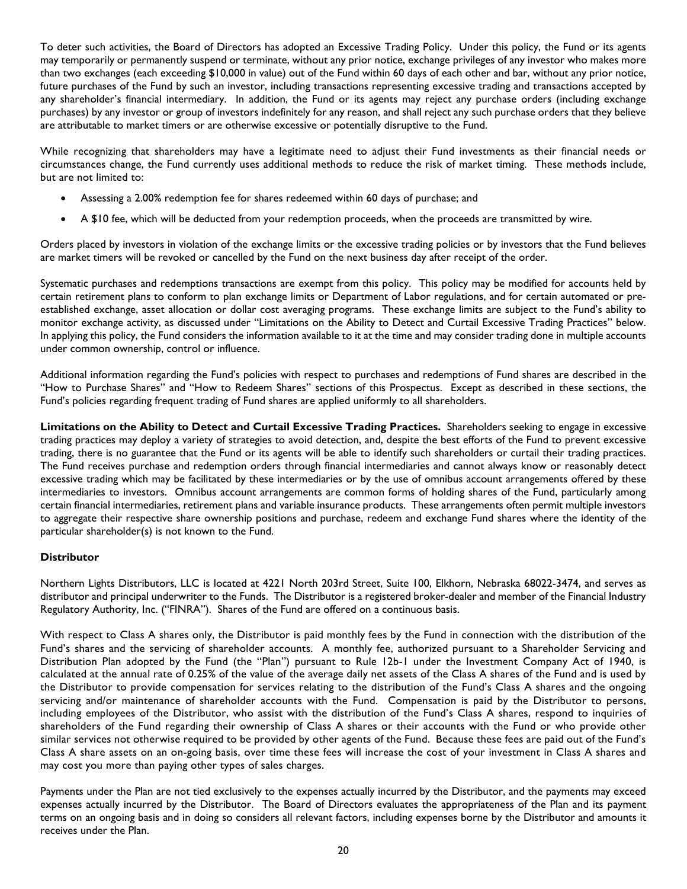To deter such activities, the Board of Directors has adopted an Excessive Trading Policy. Under this policy, the Fund or its agents may temporarily or permanently suspend or terminate, without any prior notice, exchange privileges of any investor who makes more than two exchanges (each exceeding $10,000 in value) out of the Fund within 60 days of each other and bar, without any prior notice, future purchases of the Fund by such an investor, including transactions representing excessive trading and transactions accepted by any shareholder's financial intermediary. In addition, the Fund or its agents may reject any purchase orders (including exchange purchases) by any investor or group of investors indefinitely for any reason, and shall reject any such purchase orders that they believe are attributable to market timers or are otherwise excessive or potentially disruptive to the Fund.

While recognizing that shareholders may have a legitimate need to adjust their Fund investments as their financial needs or circumstances change, the Fund currently uses additional methods to reduce the risk of market timing. These methods include, but are not limited to:

- Assessing a 2.00% redemption fee for shares redeemed within 60 days of purchase; and
- A $10 fee, which will be deducted from your redemption proceeds, when the proceeds are transmitted by wire.

Orders placed by investors in violation of the exchange limits or the excessive trading policies or by investors that the Fund believes are market timers will be revoked or cancelled by the Fund on the next business day after receipt of the order.

Systematic purchases and redemptions transactions are exempt from this policy. This policy may be modified for accounts held by certain retirement plans to conform to plan exchange limits or Department of Labor regulations, and for certain automated or pre-established exchange, asset allocation or dollar cost averaging programs. These exchange limits are subject to the Fund's ability to monitor exchange activity, as discussed under "Limitations on the Ability to Detect and Curtail Excessive Trading Practices" below. In applying this policy, the Fund considers the information available to it at the time and may consider trading done in multiple accounts under common ownership, control or influence.

Additional information regarding the Fund's policies with respect to purchases and redemptions of Fund shares are described in the "How to Purchase Shares" and "How to Redeem Shares" sections of this Prospectus. Except as described in these sections, the Fund's policies regarding frequent trading of Fund shares are applied uniformly to all shareholders.

**Limitations on the Ability to Detect and Curtail Excessive Trading Practices.** Shareholders seeking to engage in excessive trading practices may deploy a variety of strategies to avoid detection, and, despite the best efforts of the Fund to prevent excessive trading, there is no guarantee that the Fund or its agents will be able to identify such shareholders or curtail their trading practices. The Fund receives purchase and redemption orders through financial intermediaries and cannot always know or reasonably detect excessive trading which may be facilitated by these intermediaries or by the use of omnibus account arrangements offered by these intermediaries to investors. Omnibus account arrangements are common forms of holding shares of the Fund, particularly among certain financial intermediaries, retirement plans and variable insurance products. These arrangements often permit multiple investors to aggregate their respective share ownership positions and purchase, redeem and exchange Fund shares where the identity of the particular shareholder(s) is not known to the Fund.

### Distributor

Northern Lights Distributors, LLC is located at 4221 North 203rd Street, Suite 100, Elkhorn, Nebraska 68022-3474, and serves as distributor and principal underwriter to the Funds. The Distributor is a registered broker-dealer and member of the Financial Industry Regulatory Authority, Inc. ("FINRA"). Shares of the Fund are offered on a continuous basis.

With respect to Class A shares only, the Distributor is paid monthly fees by the Fund in connection with the distribution of the Fund's shares and the servicing of shareholder accounts. A monthly fee, authorized pursuant to a Shareholder Servicing and Distribution Plan adopted by the Fund (the "Plan") pursuant to Rule 12b-1 under the Investment Company Act of 1940, is calculated at the annual rate of 0.25% of the value of the average daily net assets of the Class A shares of the Fund and is used by the Distributor to provide compensation for services relating to the distribution of the Fund's Class A shares and the ongoing servicing and/or maintenance of shareholder accounts with the Fund. Compensation is paid by the Distributor to persons, including employees of the Distributor, who assist with the distribution of the Fund's Class A shares, respond to inquiries of shareholders of the Fund regarding their ownership of Class A shares or their accounts with the Fund or who provide other similar services not otherwise required to be provided by other agents of the Fund. Because these fees are paid out of the Fund's Class A share assets on an on-going basis, over time these fees will increase the cost of your investment in Class A shares and may cost you more than paying other types of sales charges.

Payments under the Plan are not tied exclusively to the expenses actually incurred by the Distributor, and the payments may exceed expenses actually incurred by the Distributor. The Board of Directors evaluates the appropriateness of the Plan and its payment terms on an ongoing basis and in doing so considers all relevant factors, including expenses borne by the Distributor and amounts it receives under the Plan.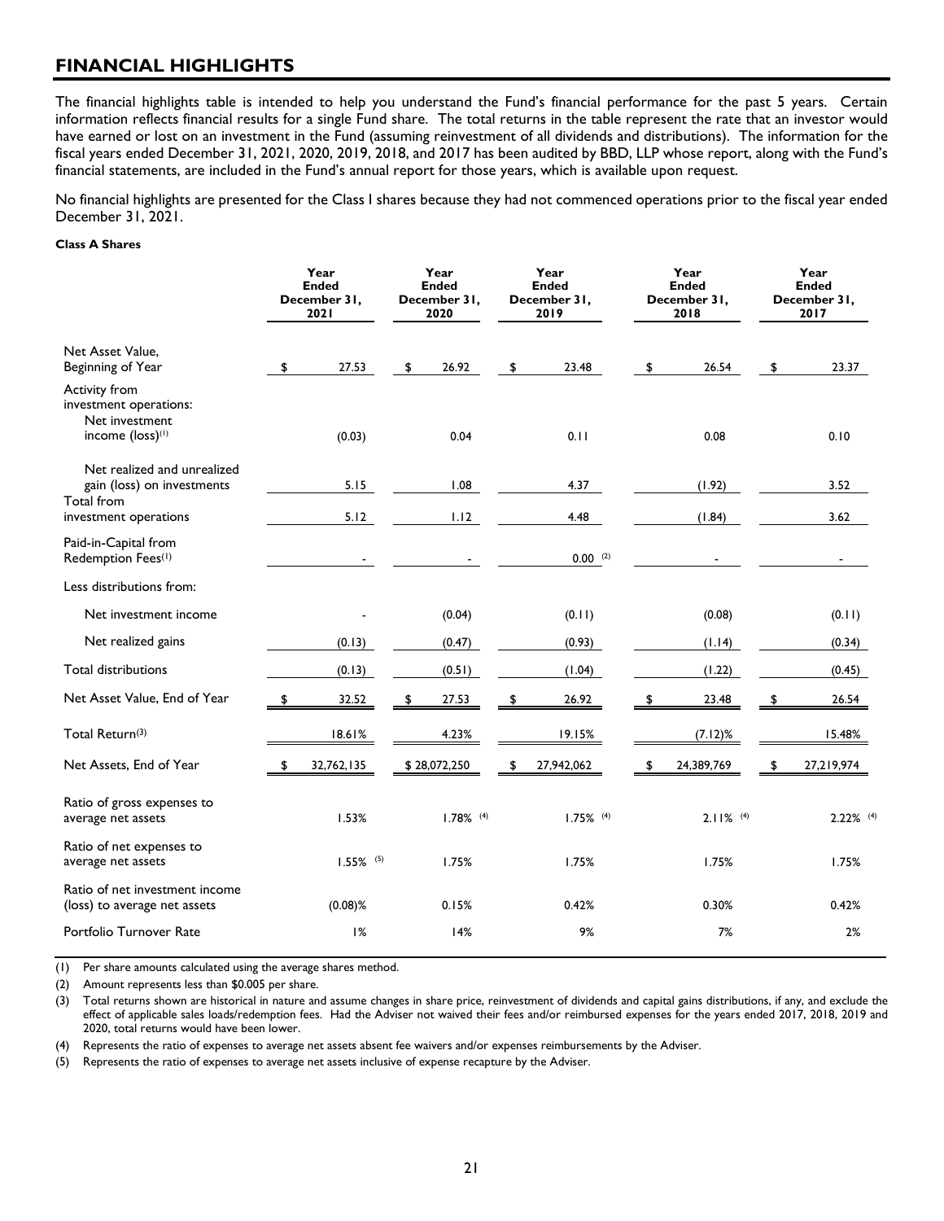## FINANCIAL HIGHLIGHTS

The financial highlights table is intended to help you understand the Fund's financial performance for the past 5 years. Certain information reflects financial results for a single Fund share. The total returns in the table represent the rate that an investor would have earned or lost on an investment in the Fund (assuming reinvestment of all dividends and distributions). The information for the fiscal years ended December 31, 2021, 2020, 2019, 2018, and 2017 has been audited by BBD, LLP whose report, along with the Fund's financial statements, are included in the Fund's annual report for those years, which is available upon request.

No financial highlights are presented for the Class I shares because they had not commenced operations prior to the fiscal year ended December 31, 2021.

**Class A Shares**

| | Year Ended December 31, 2021 | Year Ended December 31, 2020 | Year Ended December 31, 2019 | Year Ended December 31, 2018 | Year Ended December 31, 2017 |
|---|---|---|---|---|---|
| Net Asset Value, Beginning of Year | $ 27.53 | $ 26.92 | $ 23.48 | $ 26.54 | $ 23.37 |
| Activity from investment operations: | | | | | |
| Net investment income (loss)[(1)] | (0.03) | 0.04 | 0.11 | 0.08 | 0.10 |
| Net realized and unrealized gain (loss) on investments | 5.15 | 1.08 | 4.37 | (1.92) | 3.52 |
| Total from investment operations | 5.12 | 1.12 | 4.48 | (1.84) | 3.62 |
| Paid-in-Capital from Redemption Fees[(1)] | - | - | 0.00 [(2)] | - | - |
| Less distributions from: | | | | | |
| Net investment income | - | (0.04) | (0.11) | (0.08) | (0.11) |
| Net realized gains | (0.13) | (0.47) | (0.93) | (1.14) | (0.34) |
| Total distributions | (0.13) | (0.51) | (1.04) | (1.22) | (0.45) |
| Net Asset Value, End of Year | $ 32.52 | $ 27.53 | $ 26.92 | $ 23.48 | $ 26.54 |
| Total Return[(3)] | 18.61% | 4.23% | 19.15% | (7.12)% | 15.48% |
| Net Assets, End of Year | $ 32,762,135 | $ 28,072,250 | $ 27,942,062 | $ 24,389,769 | $ 27,219,974 |
| Ratio of gross expenses to average net assets | 1.53% | 1.78% [(4)] | 1.75% [(4)] | 2.11% [(4)] | 2.22% [(4)] |
| Ratio of net expenses to average net assets | 1.55% [(5)] | 1.75% | 1.75% | 1.75% | 1.75% |
| Ratio of net investment income (loss) to average net assets | (0.08)% | 0.15% | 0.42% | 0.30% | 0.42% |
| Portfolio Turnover Rate | 1% | 14% | 9% | 7% | 2% |

(1) Per share amounts calculated using the average shares method.

(2) Amount represents less than $0.005 per share.

(3) Total returns shown are historical in nature and assume changes in share price, reinvestment of dividends and capital gains distributions, if any, and exclude the effect of applicable sales loads/redemption fees. Had the Adviser not waived their fees and/or reimbursed expenses for the years ended 2017, 2018, 2019 and 2020, total returns would have been lower.

(4) Represents the ratio of expenses to average net assets absent fee waivers and/or expenses reimbursements by the Adviser.

(5) Represents the ratio of expenses to average net assets inclusive of expense recapture by the Adviser.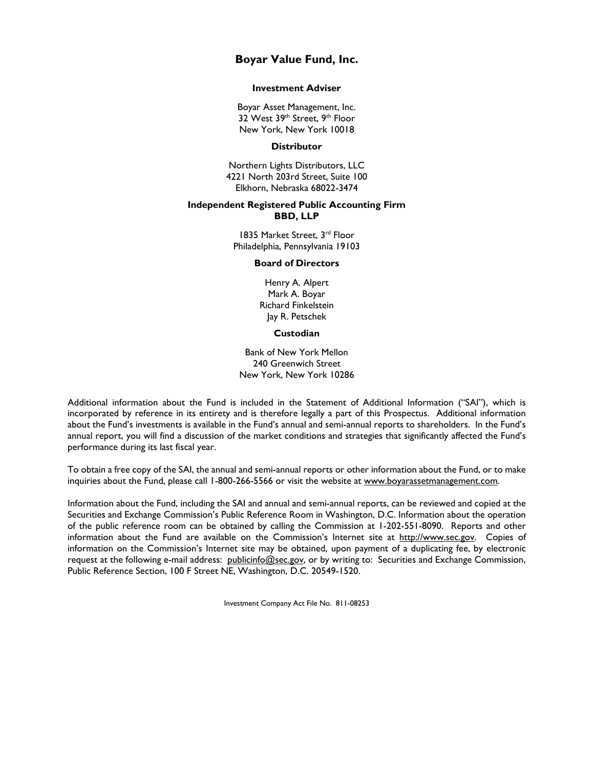# Boyar Value Fund, Inc.

**Investment Adviser**

Boyar Asset Management, Inc.
32 West 39th Street, 9th Floor
New York, New York 10018

**Distributor**

Northern Lights Distributors, LLC
4221 North 203rd Street, Suite 100
Elkhorn, Nebraska 68022-3474

**Independent Registered Public Accounting Firm**
**BBD, LLP**

1835 Market Street, 3rd Floor
Philadelphia, Pennsylvania 19103

**Board of Directors**

Henry A. Alpert
Mark A. Boyar
Richard Finkelstein
Jay R. Petschek

**Custodian**

Bank of New York Mellon
240 Greenwich Street
New York, New York 10286

Additional information about the Fund is included in the Statement of Additional Information ("SAI"), which is incorporated by reference in its entirety and is therefore legally a part of this Prospectus. Additional information about the Fund's investments is available in the Fund's annual and semi-annual reports to shareholders. In the Fund's annual report, you will find a discussion of the market conditions and strategies that significantly affected the Fund's performance during its last fiscal year.

To obtain a free copy of the SAI, the annual and semi-annual reports or other information about the Fund, or to make inquiries about the Fund, please call 1-800-266-5566 or visit the website at www.boyarassetmanagement.com.

Information about the Fund, including the SAI and annual and semi-annual reports, can be reviewed and copied at the Securities and Exchange Commission's Public Reference Room in Washington, D.C. Information about the operation of the public reference room can be obtained by calling the Commission at 1-202-551-8090. Reports and other information about the Fund are available on the Commission's Internet site at http://www.sec.gov. Copies of information on the Commission's Internet site may be obtained, upon payment of a duplicating fee, by electronic request at the following e-mail address: publicinfo@sec.gov, or by writing to: Securities and Exchange Commission, Public Reference Section, 100 F Street NE, Washington, D.C. 20549-1520.

Investment Company Act File No. 811-08253